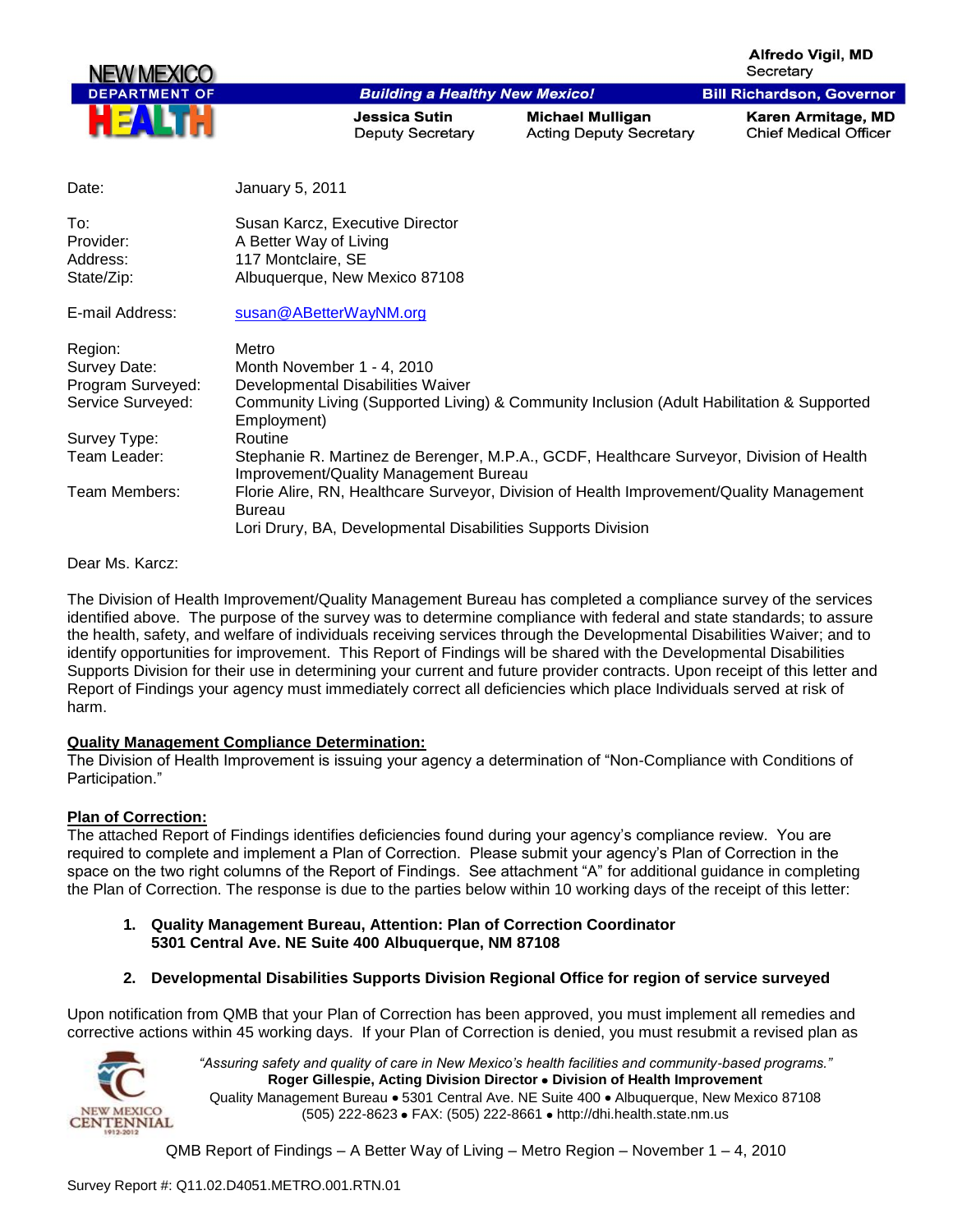NEW MEXICO DEPARTMENT OF HEALTH

*Building a Healthy New Mexico!*

**Alfredo Vigil, MD**
Secretary

**Bill Richardson, Governor**

**Jessica Sutin**
Deputy Secretary

**Michael Mulligan**
Acting Deputy Secretary

**Karen Armitage, MD**
Chief Medical Officer

| | |
|---|---|
| Date: | January 5, 2011 |
| To: | Susan Karcz, Executive Director |
| Provider: | A Better Way of Living |
| Address: | 117 Montclaire, SE |
| State/Zip: | Albuquerque, New Mexico 87108 |
| E-mail Address: | susan@ABetterWayNM.org |
| Region: | Metro |
| Survey Date: | Month November 1 - 4, 2010 |
| Program Surveyed: | Developmental Disabilities Waiver |
| Service Surveyed: | Community Living (Supported Living) & Community Inclusion (Adult Habilitation & Supported Employment) |
| Survey Type: | Routine |
| Team Leader: | Stephanie R. Martinez de Berenger, M.P.A., GCDF, Healthcare Surveyor, Division of Health Improvement/Quality Management Bureau |
| Team Members: | Florie Alire, RN, Healthcare Surveyor, Division of Health Improvement/Quality Management Bureau<br>Lori Drury, BA, Developmental Disabilities Supports Division |

Dear Ms. Karcz:

The Division of Health Improvement/Quality Management Bureau has completed a compliance survey of the services identified above. The purpose of the survey was to determine compliance with federal and state standards; to assure the health, safety, and welfare of individuals receiving services through the Developmental Disabilities Waiver; and to identify opportunities for improvement. This Report of Findings will be shared with the Developmental Disabilities Supports Division for their use in determining your current and future provider contracts. Upon receipt of this letter and Report of Findings your agency must immediately correct all deficiencies which place Individuals served at risk of harm.

**Quality Management Compliance Determination:**

The Division of Health Improvement is issuing your agency a determination of "Non-Compliance with Conditions of Participation."

**Plan of Correction:**

The attached Report of Findings identifies deficiencies found during your agency's compliance review. You are required to complete and implement a Plan of Correction. Please submit your agency's Plan of Correction in the space on the two right columns of the Report of Findings. See attachment "A" for additional guidance in completing the Plan of Correction. The response is due to the parties below within 10 working days of the receipt of this letter:

1. **Quality Management Bureau, Attention: Plan of Correction Coordinator**
   **5301 Central Ave. NE Suite 400 Albuquerque, NM 87108**

2. **Developmental Disabilities Supports Division Regional Office for region of service surveyed**

Upon notification from QMB that your Plan of Correction has been approved, you must implement all remedies and corrective actions within 45 working days. If your Plan of Correction is denied, you must resubmit a revised plan as

*"Assuring safety and quality of care in New Mexico's health facilities and community-based programs."*
**Roger Gillespie, Acting Division Director • Division of Health Improvement**
Quality Management Bureau • 5301 Central Ave. NE Suite 400 • Albuquerque, New Mexico 87108
(505) 222-8623 • FAX: (505) 222-8661 • http://dhi.health.state.nm.us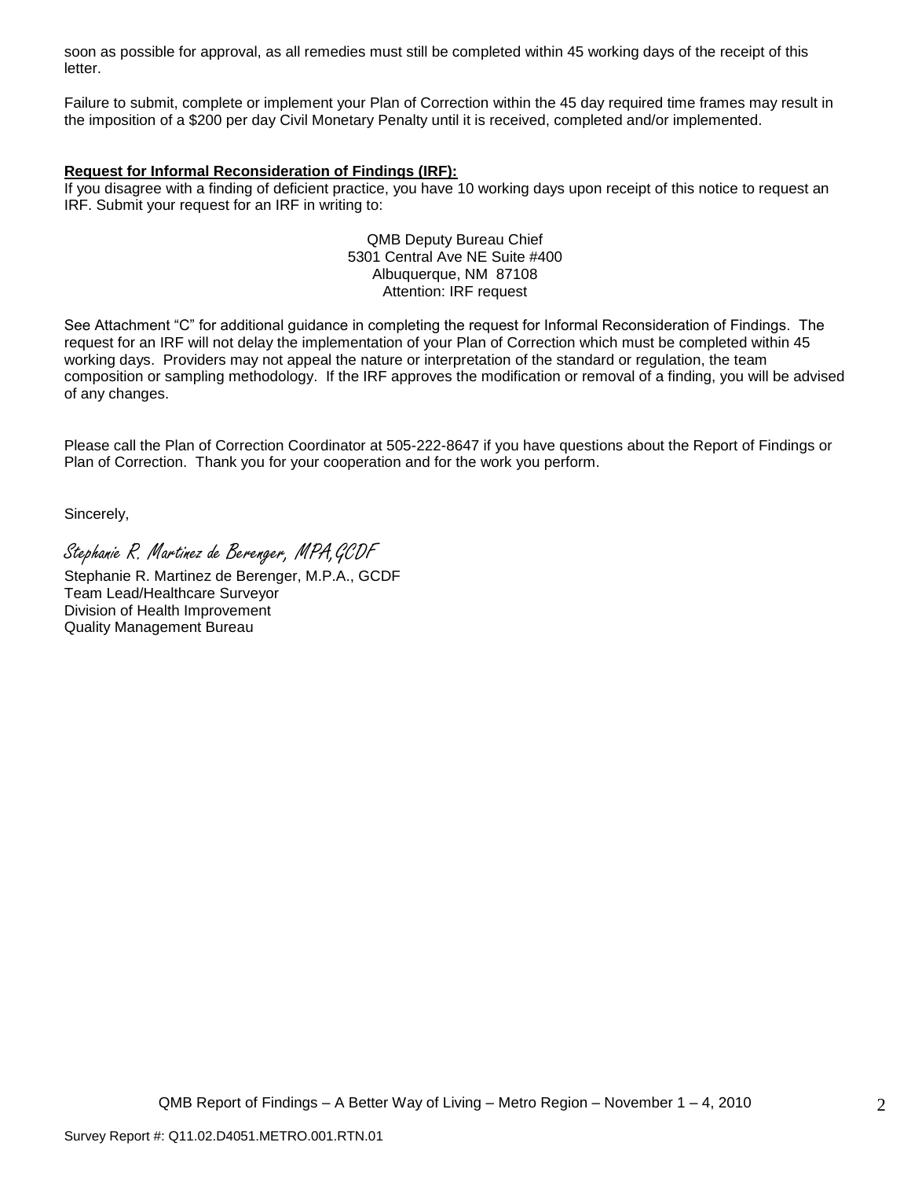soon as possible for approval, as all remedies must still be completed within 45 working days of the receipt of this letter.

Failure to submit, complete or implement your Plan of Correction within the 45 day required time frames may result in the imposition of a $200 per day Civil Monetary Penalty until it is received, completed and/or implemented.

**Request for Informal Reconsideration of Findings (IRF):**

If you disagree with a finding of deficient practice, you have 10 working days upon receipt of this notice to request an IRF. Submit your request for an IRF in writing to:

QMB Deputy Bureau Chief
5301 Central Ave NE Suite #400
Albuquerque, NM 87108
Attention: IRF request

See Attachment "C" for additional guidance in completing the request for Informal Reconsideration of Findings. The request for an IRF will not delay the implementation of your Plan of Correction which must be completed within 45 working days. Providers may not appeal the nature or interpretation of the standard or regulation, the team composition or sampling methodology. If the IRF approves the modification or removal of a finding, you will be advised of any changes.

Please call the Plan of Correction Coordinator at 505-222-8647 if you have questions about the Report of Findings or Plan of Correction. Thank you for your cooperation and for the work you perform.

Sincerely,

*Stephanie R. Martinez de Berenger, MPA,GCDF*

Stephanie R. Martinez de Berenger, M.P.A., GCDF
Team Lead/Healthcare Surveyor
Division of Health Improvement
Quality Management Bureau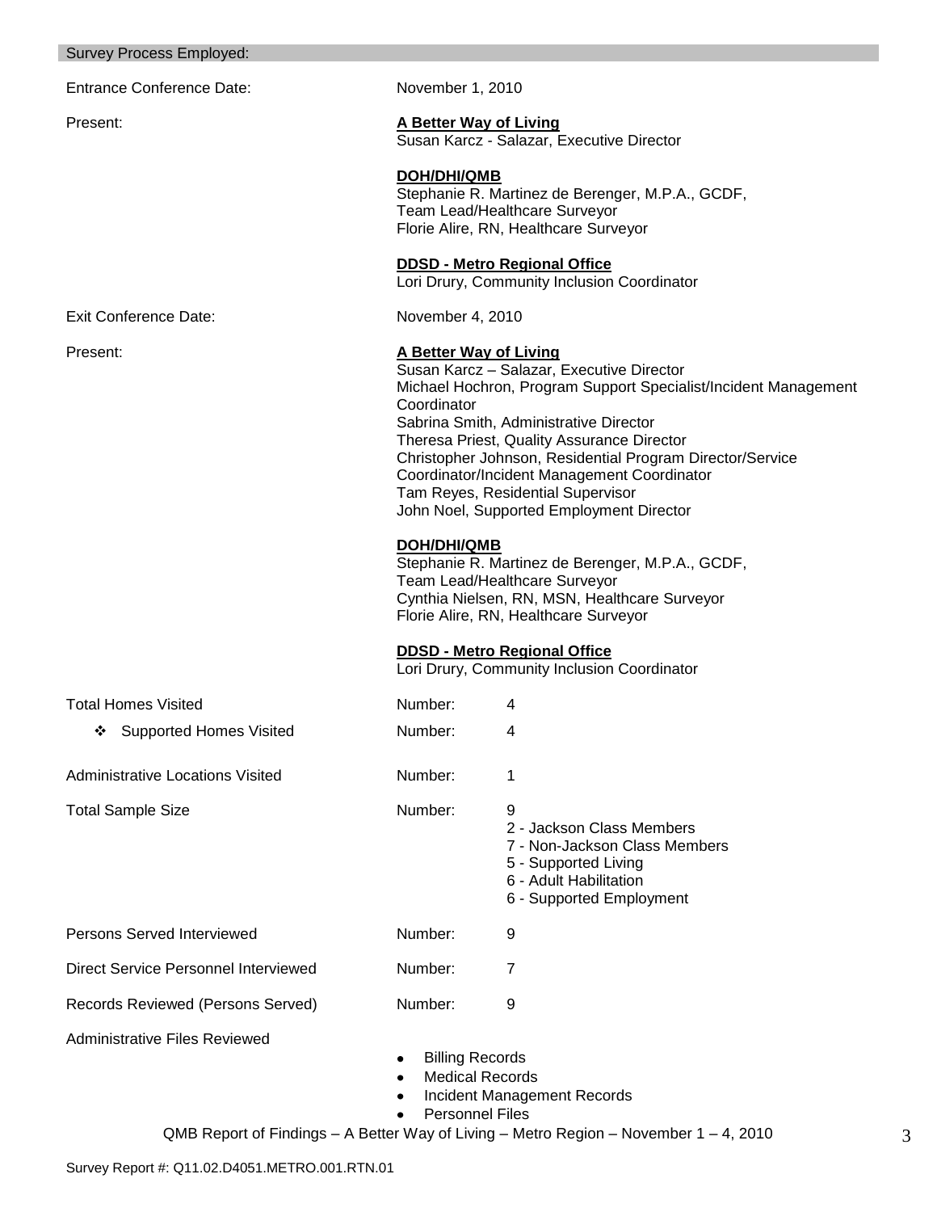## Survey Process Employed:

| | | |
|---|---|---|
| Entrance Conference Date: | November 1, 2010 | |
| Present: | **A Better Way of Living**<br>Susan Karcz - Salazar, Executive Director<br><br>**DOH/DHI/QMB**<br>Stephanie R. Martinez de Berenger, M.P.A., GCDF, Team Lead/Healthcare Surveyor<br>Florie Alire, RN, Healthcare Surveyor<br><br>**DDSD - Metro Regional Office**<br>Lori Drury, Community Inclusion Coordinator | |
| Exit Conference Date: | November 4, 2010 | |
| Present: | **A Better Way of Living**<br>Susan Karcz – Salazar, Executive Director<br>Michael Hochron, Program Support Specialist/Incident Management Coordinator<br>Sabrina Smith, Administrative Director<br>Theresa Priest, Quality Assurance Director<br>Christopher Johnson, Residential Program Director/Service Coordinator/Incident Management Coordinator<br>Tam Reyes, Residential Supervisor<br>John Noel, Supported Employment Director<br><br>**DOH/DHI/QMB**<br>Stephanie R. Martinez de Berenger, M.P.A., GCDF, Team Lead/Healthcare Surveyor<br>Cynthia Nielsen, RN, MSN, Healthcare Surveyor<br>Florie Alire, RN, Healthcare Surveyor<br><br>**DDSD - Metro Regional Office**<br>Lori Drury, Community Inclusion Coordinator | |
| Total Homes Visited | Number: | 4 |
| ❖ Supported Homes Visited | Number: | 4 |
| Administrative Locations Visited | Number: | 1 |
| Total Sample Size | Number: | 9<br>2 - Jackson Class Members<br>7 - Non-Jackson Class Members<br>5 - Supported Living<br>6 - Adult Habilitation<br>6 - Supported Employment |
| Persons Served Interviewed | Number: | 9 |
| Direct Service Personnel Interviewed | Number: | 7 |
| Records Reviewed (Persons Served) | Number: | 9 |
| Administrative Files Reviewed | • Billing Records<br>• Medical Records<br>• Incident Management Records<br>• Personnel Files | |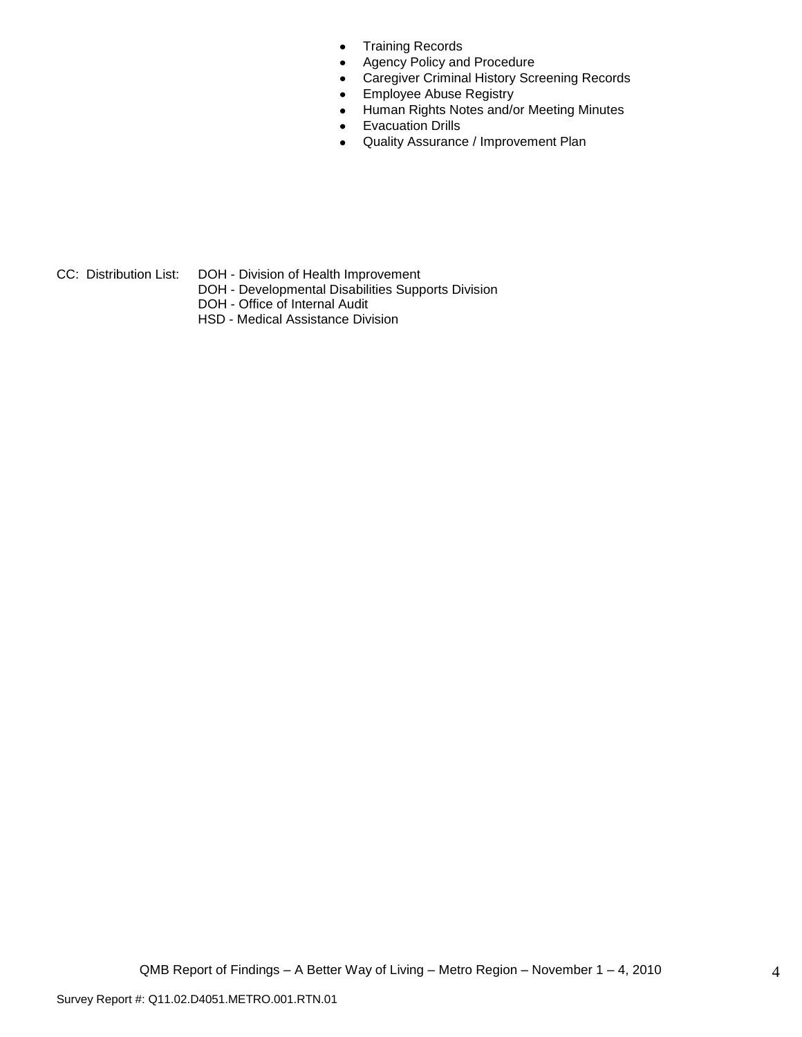- Training Records
- Agency Policy and Procedure
- Caregiver Criminal History Screening Records
- Employee Abuse Registry
- Human Rights Notes and/or Meeting Minutes
- Evacuation Drills
- Quality Assurance / Improvement Plan

CC: Distribution List: DOH - Division of Health Improvement
DOH - Developmental Disabilities Supports Division
DOH - Office of Internal Audit
HSD - Medical Assistance Division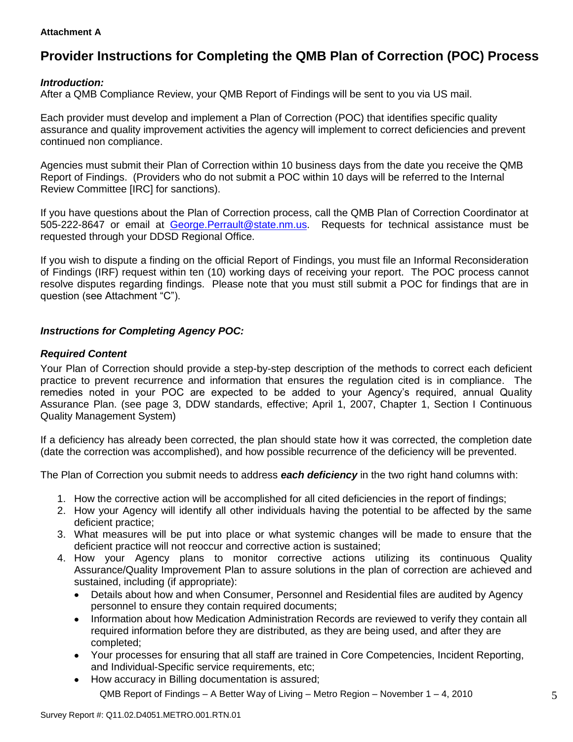**Attachment A**

# Provider Instructions for Completing the QMB Plan of Correction (POC) Process

***Introduction:***
After a QMB Compliance Review, your QMB Report of Findings will be sent to you via US mail.

Each provider must develop and implement a Plan of Correction (POC) that identifies specific quality assurance and quality improvement activities the agency will implement to correct deficiencies and prevent continued non compliance.

Agencies must submit their Plan of Correction within 10 business days from the date you receive the QMB Report of Findings. (Providers who do not submit a POC within 10 days will be referred to the Internal Review Committee [IRC] for sanctions).

If you have questions about the Plan of Correction process, call the QMB Plan of Correction Coordinator at 505-222-8647 or email at George.Perrault@state.nm.us. Requests for technical assistance must be requested through your DDSD Regional Office.

If you wish to dispute a finding on the official Report of Findings, you must file an Informal Reconsideration of Findings (IRF) request within ten (10) working days of receiving your report. The POC process cannot resolve disputes regarding findings. Please note that you must still submit a POC for findings that are in question (see Attachment "C").

***Instructions for Completing Agency POC:***

***Required Content***
Your Plan of Correction should provide a step-by-step description of the methods to correct each deficient practice to prevent recurrence and information that ensures the regulation cited is in compliance. The remedies noted in your POC are expected to be added to your Agency's required, annual Quality Assurance Plan. (see page 3, DDW standards, effective; April 1, 2007, Chapter 1, Section I Continuous Quality Management System)

If a deficiency has already been corrected, the plan should state how it was corrected, the completion date (date the correction was accomplished), and how possible recurrence of the deficiency will be prevented.

The Plan of Correction you submit needs to address ***each deficiency*** in the two right hand columns with:

1. How the corrective action will be accomplished for all cited deficiencies in the report of findings;
2. How your Agency will identify all other individuals having the potential to be affected by the same deficient practice;
3. What measures will be put into place or what systemic changes will be made to ensure that the deficient practice will not reoccur and corrective action is sustained;
4. How your Agency plans to monitor corrective actions utilizing its continuous Quality Assurance/Quality Improvement Plan to assure solutions in the plan of correction are achieved and sustained, including (if appropriate):
   - Details about how and when Consumer, Personnel and Residential files are audited by Agency personnel to ensure they contain required documents;
   - Information about how Medication Administration Records are reviewed to verify they contain all required information before they are distributed, as they are being used, and after they are completed;
   - Your processes for ensuring that all staff are trained in Core Competencies, Incident Reporting, and Individual-Specific service requirements, etc;
   - How accuracy in Billing documentation is assured;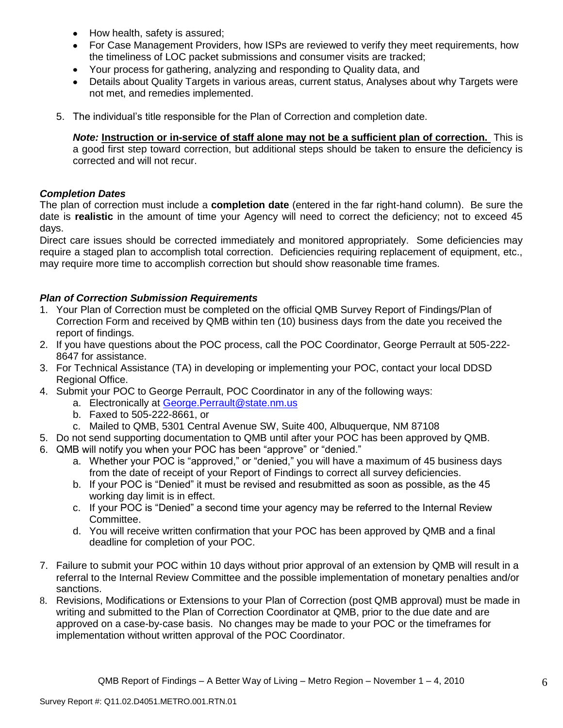- How health, safety is assured;
- For Case Management Providers, how ISPs are reviewed to verify they meet requirements, how the timeliness of LOC packet submissions and consumer visits are tracked;
- Your process for gathering, analyzing and responding to Quality data, and
- Details about Quality Targets in various areas, current status, Analyses about why Targets were not met, and remedies implemented.

5. The individual's title responsible for the Plan of Correction and completion date.

   ***Note:*** **Instruction or in-service of staff alone may not be a sufficient plan of correction.** This is a good first step toward correction, but additional steps should be taken to ensure the deficiency is corrected and will not recur.

***Completion Dates***

The plan of correction must include a **completion date** (entered in the far right-hand column). Be sure the date is **realistic** in the amount of time your Agency will need to correct the deficiency; not to exceed 45 days.

Direct care issues should be corrected immediately and monitored appropriately. Some deficiencies may require a staged plan to accomplish total correction. Deficiencies requiring replacement of equipment, etc., may require more time to accomplish correction but should show reasonable time frames.

***Plan of Correction Submission Requirements***

1. Your Plan of Correction must be completed on the official QMB Survey Report of Findings/Plan of Correction Form and received by QMB within ten (10) business days from the date you received the report of findings.
2. If you have questions about the POC process, call the POC Coordinator, George Perrault at 505-222-8647 for assistance.
3. For Technical Assistance (TA) in developing or implementing your POC, contact your local DDSD Regional Office.
4. Submit your POC to George Perrault, POC Coordinator in any of the following ways:
   a. Electronically at George.Perrault@state.nm.us
   b. Faxed to 505-222-8661, or
   c. Mailed to QMB, 5301 Central Avenue SW, Suite 400, Albuquerque, NM 87108
5. Do not send supporting documentation to QMB until after your POC has been approved by QMB.
6. QMB will notify you when your POC has been "approve" or "denied."
   a. Whether your POC is "approved," or "denied," you will have a maximum of 45 business days from the date of receipt of your Report of Findings to correct all survey deficiencies.
   b. If your POC is "Denied" it must be revised and resubmitted as soon as possible, as the 45 working day limit is in effect.
   c. If your POC is "Denied" a second time your agency may be referred to the Internal Review Committee.
   d. You will receive written confirmation that your POC has been approved by QMB and a final deadline for completion of your POC.
7. Failure to submit your POC within 10 days without prior approval of an extension by QMB will result in a referral to the Internal Review Committee and the possible implementation of monetary penalties and/or sanctions.
8. Revisions, Modifications or Extensions to your Plan of Correction (post QMB approval) must be made in writing and submitted to the Plan of Correction Coordinator at QMB, prior to the due date and are approved on a case-by-case basis. No changes may be made to your POC or the timeframes for implementation without written approval of the POC Coordinator.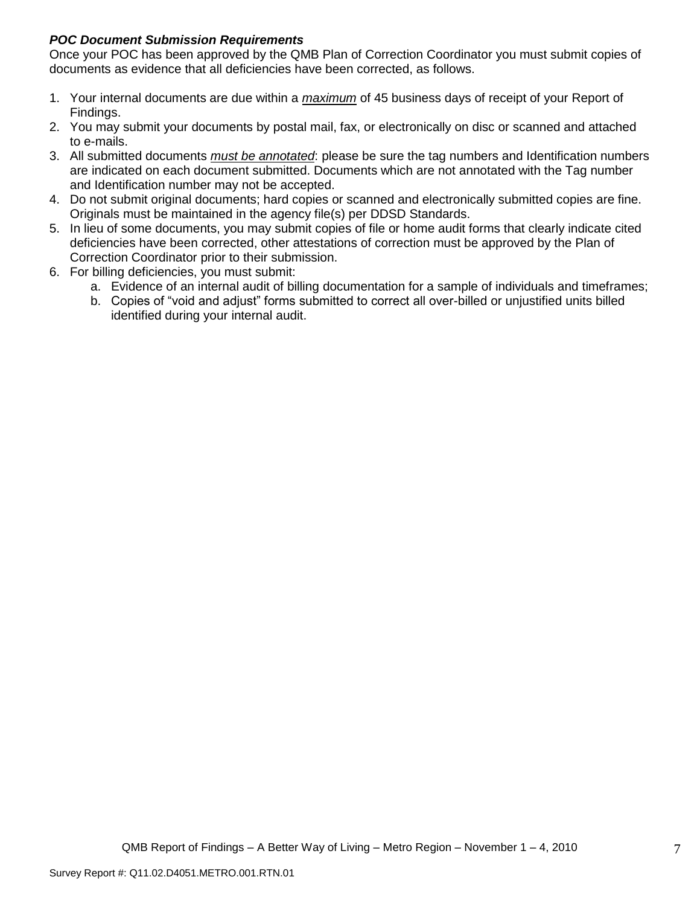***POC Document Submission Requirements***

Once your POC has been approved by the QMB Plan of Correction Coordinator you must submit copies of documents as evidence that all deficiencies have been corrected, as follows.

1. Your internal documents are due within a <u>*maximum*</u> of 45 business days of receipt of your Report of Findings.
2. You may submit your documents by postal mail, fax, or electronically on disc or scanned and attached to e-mails.
3. All submitted documents <u>*must be annotated*</u>: please be sure the tag numbers and Identification numbers are indicated on each document submitted. Documents which are not annotated with the Tag number and Identification number may not be accepted.
4. Do not submit original documents; hard copies or scanned and electronically submitted copies are fine. Originals must be maintained in the agency file(s) per DDSD Standards.
5. In lieu of some documents, you may submit copies of file or home audit forms that clearly indicate cited deficiencies have been corrected, other attestations of correction must be approved by the Plan of Correction Coordinator prior to their submission.
6. For billing deficiencies, you must submit:
   a. Evidence of an internal audit of billing documentation for a sample of individuals and timeframes;
   b. Copies of "void and adjust" forms submitted to correct all over-billed or unjustified units billed identified during your internal audit.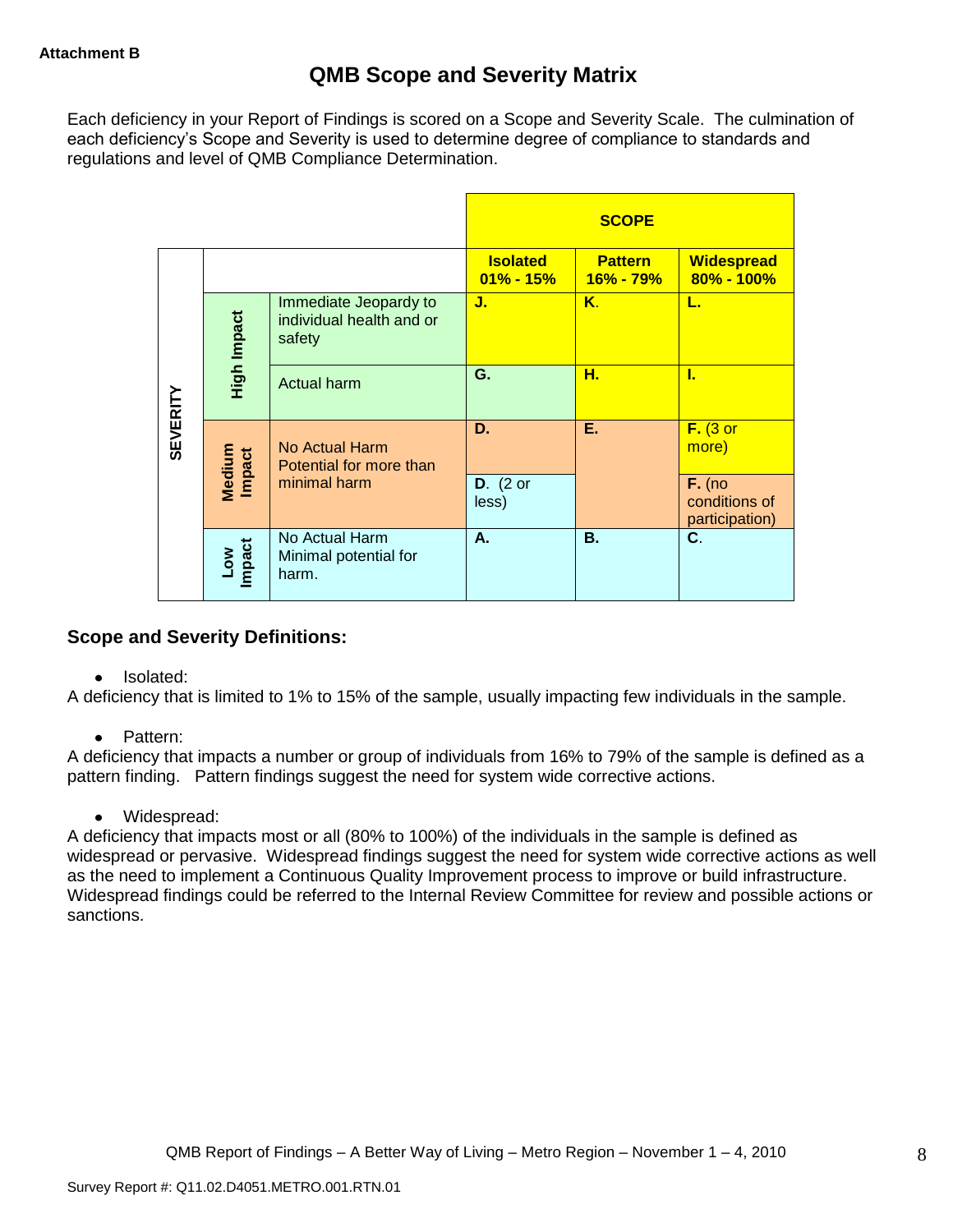**Attachment B**

# QMB Scope and Severity Matrix

Each deficiency in your Report of Findings is scored on a Scope and Severity Scale. The culmination of each deficiency's Scope and Severity is used to determine degree of compliance to standards and regulations and level of QMB Compliance Determination.

| | | | SCOPE | | |
|---|---|---|---|---|---|
| SEVERITY | | | **Isolated 01% - 15%** | **Pattern 16% - 79%** | **Widespread 80% - 100%** |
| | High Impact | Immediate Jeopardy to individual health and or safety | **J.** | **K.** | **L.** |
| | High Impact | Actual harm | **G.** | **H.** | **I.** |
| | Medium Impact | No Actual Harm Potential for more than minimal harm | **D.** | **E.** | **F.** (3 or more) |
| | Medium Impact | No Actual Harm Potential for more than minimal harm | **D.** (2 or less) | **E.** | **F.** (no conditions of participation) |
| | Low Impact | No Actual Harm Minimal potential for harm. | **A.** | **B.** | **C.** |

### Scope and Severity Definitions:

- Isolated:

A deficiency that is limited to 1% to 15% of the sample, usually impacting few individuals in the sample.

- Pattern:

A deficiency that impacts a number or group of individuals from 16% to 79% of the sample is defined as a pattern finding. Pattern findings suggest the need for system wide corrective actions.

- Widespread:

A deficiency that impacts most or all (80% to 100%) of the individuals in the sample is defined as widespread or pervasive. Widespread findings suggest the need for system wide corrective actions as well as the need to implement a Continuous Quality Improvement process to improve or build infrastructure. Widespread findings could be referred to the Internal Review Committee for review and possible actions or sanctions.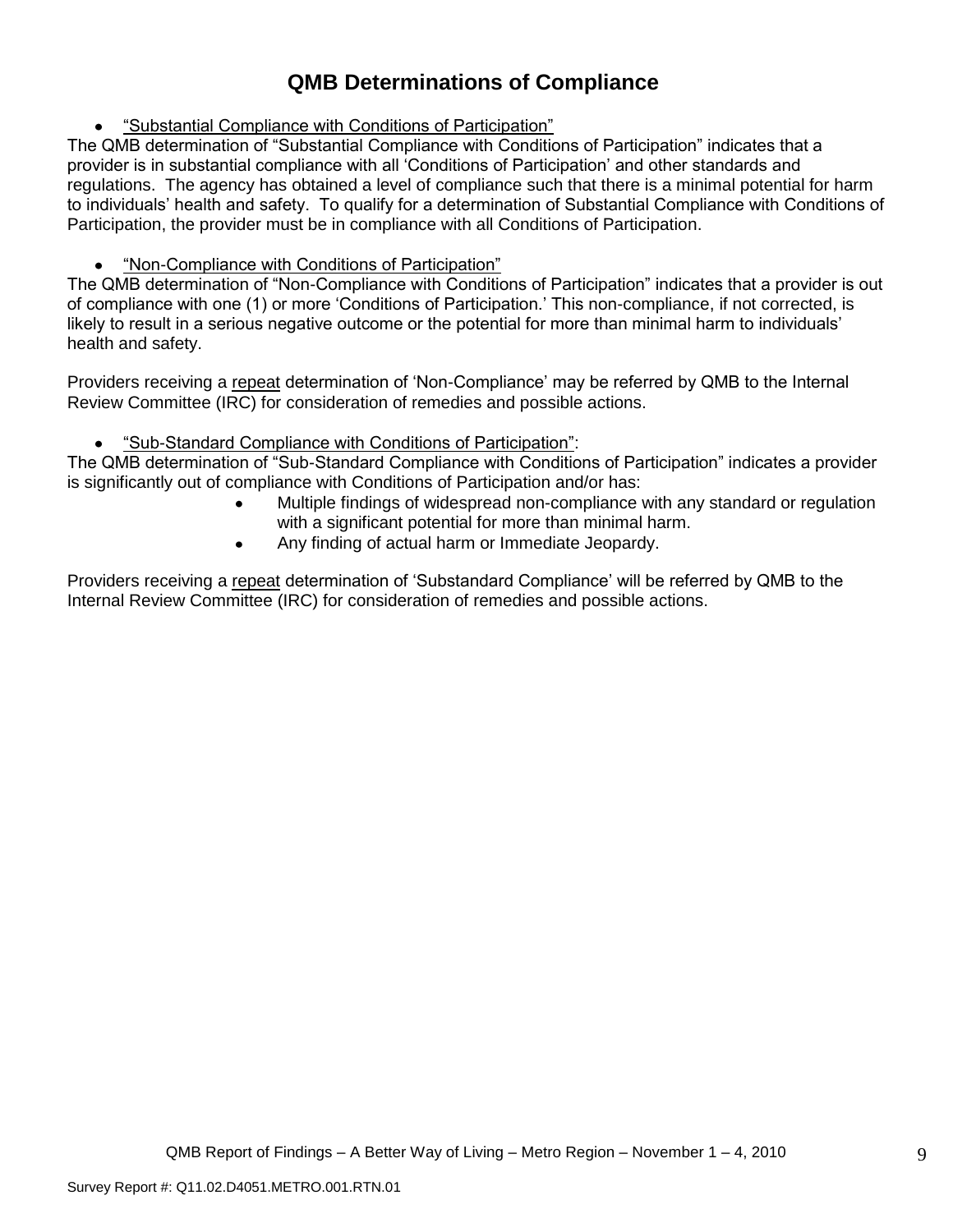# QMB Determinations of Compliance

- "Substantial Compliance with Conditions of Participation"

The QMB determination of "Substantial Compliance with Conditions of Participation" indicates that a provider is in substantial compliance with all 'Conditions of Participation' and other standards and regulations. The agency has obtained a level of compliance such that there is a minimal potential for harm to individuals' health and safety. To qualify for a determination of Substantial Compliance with Conditions of Participation, the provider must be in compliance with all Conditions of Participation.

- "Non-Compliance with Conditions of Participation"

The QMB determination of "Non-Compliance with Conditions of Participation" indicates that a provider is out of compliance with one (1) or more 'Conditions of Participation.' This non-compliance, if not corrected, is likely to result in a serious negative outcome or the potential for more than minimal harm to individuals' health and safety.

Providers receiving a repeat determination of 'Non-Compliance' may be referred by QMB to the Internal Review Committee (IRC) for consideration of remedies and possible actions.

- "Sub-Standard Compliance with Conditions of Participation":

The QMB determination of "Sub-Standard Compliance with Conditions of Participation" indicates a provider is significantly out of compliance with Conditions of Participation and/or has:

- Multiple findings of widespread non-compliance with any standard or regulation with a significant potential for more than minimal harm.
- Any finding of actual harm or Immediate Jeopardy.

Providers receiving a repeat determination of 'Substandard Compliance' will be referred by QMB to the Internal Review Committee (IRC) for consideration of remedies and possible actions.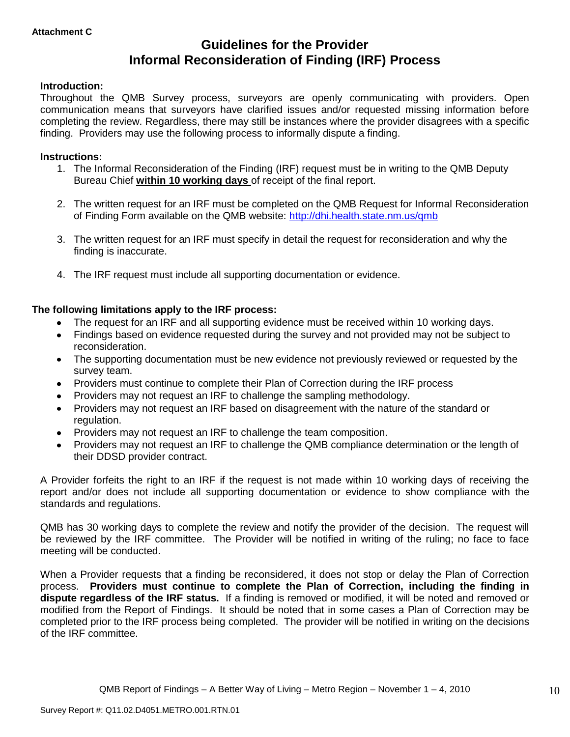**Attachment C**

# Guidelines for the Provider
# Informal Reconsideration of Finding (IRF) Process

**Introduction:**

Throughout the QMB Survey process, surveyors are openly communicating with providers. Open communication means that surveyors have clarified issues and/or requested missing information before completing the review. Regardless, there may still be instances where the provider disagrees with a specific finding. Providers may use the following process to informally dispute a finding.

**Instructions:**

1. The Informal Reconsideration of the Finding (IRF) request must be in writing to the QMB Deputy Bureau Chief **within 10 working days** of receipt of the final report.

2. The written request for an IRF must be completed on the QMB Request for Informal Reconsideration of Finding Form available on the QMB website: http://dhi.health.state.nm.us/qmb

3. The written request for an IRF must specify in detail the request for reconsideration and why the finding is inaccurate.

4. The IRF request must include all supporting documentation or evidence.

**The following limitations apply to the IRF process:**

- The request for an IRF and all supporting evidence must be received within 10 working days.
- Findings based on evidence requested during the survey and not provided may not be subject to reconsideration.
- The supporting documentation must be new evidence not previously reviewed or requested by the survey team.
- Providers must continue to complete their Plan of Correction during the IRF process
- Providers may not request an IRF to challenge the sampling methodology.
- Providers may not request an IRF based on disagreement with the nature of the standard or regulation.
- Providers may not request an IRF to challenge the team composition.
- Providers may not request an IRF to challenge the QMB compliance determination or the length of their DDSD provider contract.

A Provider forfeits the right to an IRF if the request is not made within 10 working days of receiving the report and/or does not include all supporting documentation or evidence to show compliance with the standards and regulations.

QMB has 30 working days to complete the review and notify the provider of the decision. The request will be reviewed by the IRF committee. The Provider will be notified in writing of the ruling; no face to face meeting will be conducted.

When a Provider requests that a finding be reconsidered, it does not stop or delay the Plan of Correction process. **Providers must continue to complete the Plan of Correction, including the finding in dispute regardless of the IRF status.** If a finding is removed or modified, it will be noted and removed or modified from the Report of Findings. It should be noted that in some cases a Plan of Correction may be completed prior to the IRF process being completed. The provider will be notified in writing on the decisions of the IRF committee.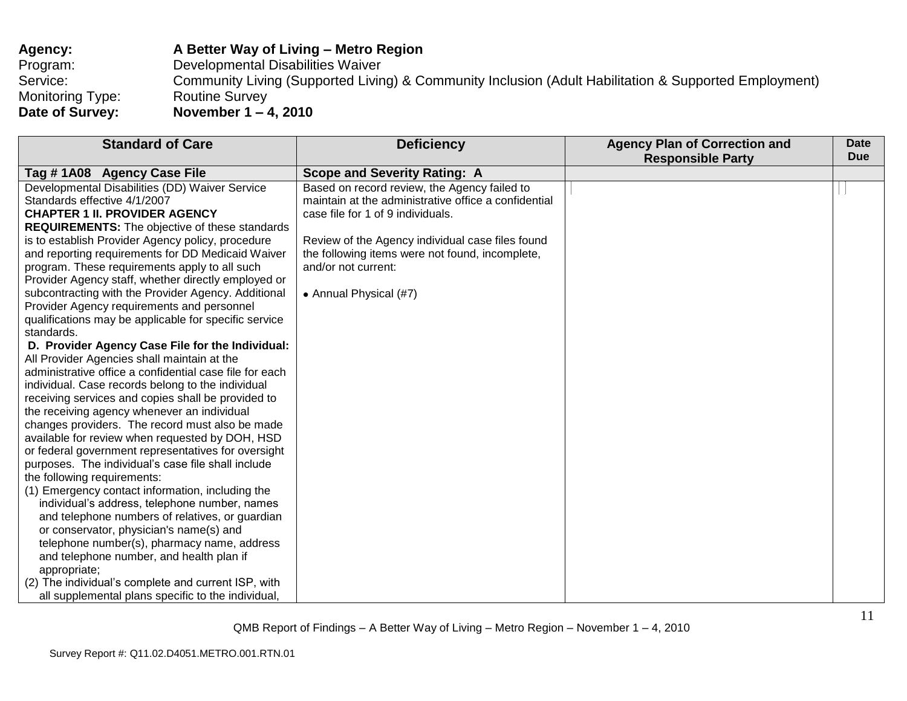**Agency:** **A Better Way of Living – Metro Region**
Program: Developmental Disabilities Waiver
Service: Community Living (Supported Living) & Community Inclusion (Adult Habilitation & Supported Employment)
Monitoring Type: Routine Survey
**Date of Survey:** **November 1 – 4, 2010**

| Standard of Care | Deficiency | Agency Plan of Correction and Responsible Party | Date Due |
|---|---|---|---|
| **Tag # 1A08 Agency Case File** | **Scope and Severity Rating: A** | | |
| Developmental Disabilities (DD) Waiver Service Standards effective 4/1/2007<br>**CHAPTER 1 II. PROVIDER AGENCY REQUIREMENTS:** The objective of these standards is to establish Provider Agency policy, procedure and reporting requirements for DD Medicaid Waiver program. These requirements apply to all such Provider Agency staff, whether directly employed or subcontracting with the Provider Agency. Additional Provider Agency requirements and personnel qualifications may be applicable for specific service standards.<br>**D. Provider Agency Case File for the Individual:** All Provider Agencies shall maintain at the administrative office a confidential case file for each individual. Case records belong to the individual receiving services and copies shall be provided to the receiving agency whenever an individual changes providers. The record must also be made available for review when requested by DOH, HSD or federal government representatives for oversight purposes. The individual's case file shall include the following requirements:<br>(1) Emergency contact information, including the individual's address, telephone number, names and telephone numbers of relatives, or guardian or conservator, physician's name(s) and telephone number(s), pharmacy name, address and telephone number, and health plan if appropriate;<br>(2) The individual's complete and current ISP, with all supplemental plans specific to the individual, | Based on record review, the Agency failed to maintain at the administrative office a confidential case file for 1 of 9 individuals.<br><br>Review of the Agency individual case files found the following items were not found, incomplete, and/or not current:<br><br>• Annual Physical (#7) | | |

QMB Report of Findings – A Better Way of Living – Metro Region – November 1 – 4, 2010

Survey Report #: Q11.02.D4051.METRO.001.RTN.01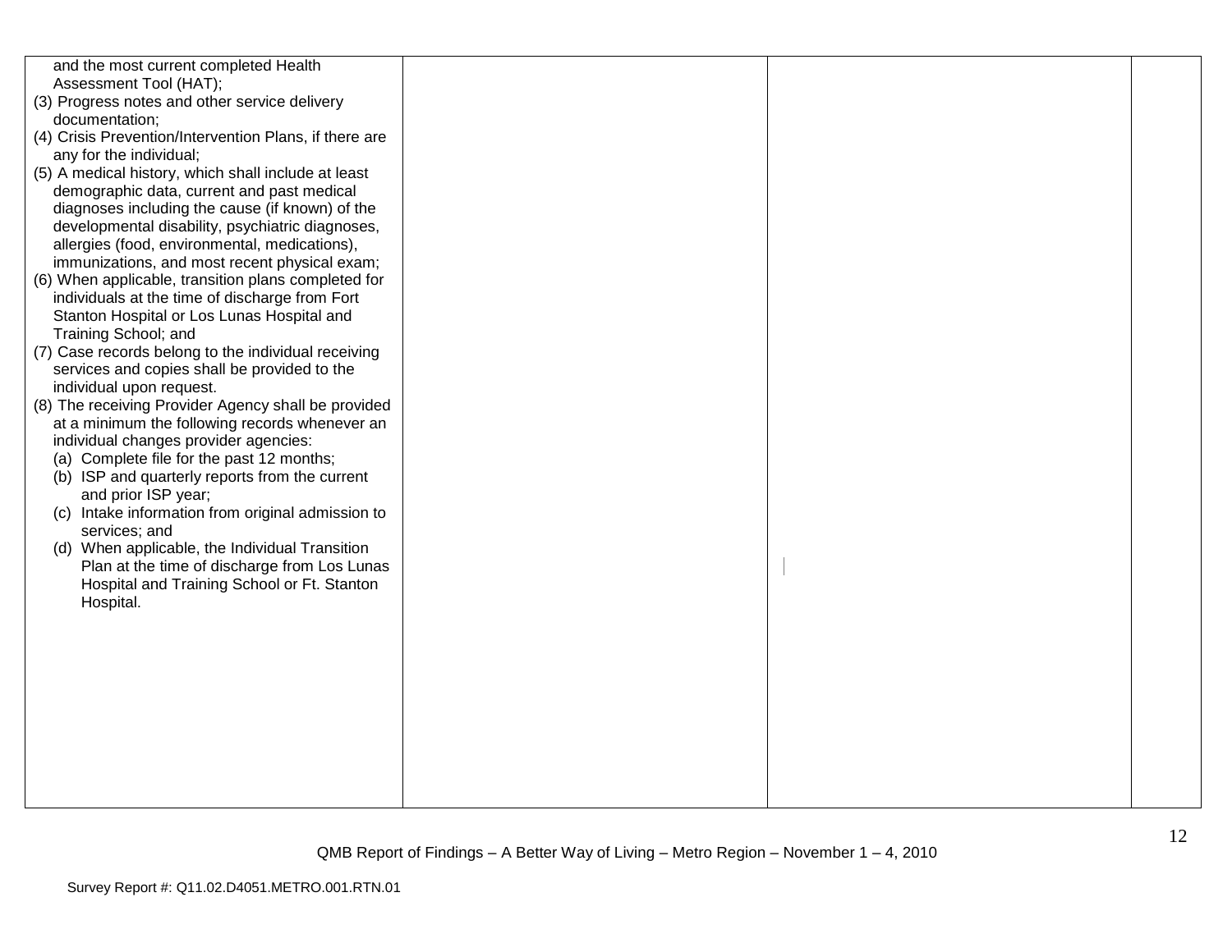| | | | |
|---|---|---|---|
| and the most current completed Health Assessment Tool (HAT);<br>(3) Progress notes and other service delivery documentation;<br>(4) Crisis Prevention/Intervention Plans, if there are any for the individual;<br>(5) A medical history, which shall include at least demographic data, current and past medical diagnoses including the cause (if known) of the developmental disability, psychiatric diagnoses, allergies (food, environmental, medications), immunizations, and most recent physical exam;<br>(6) When applicable, transition plans completed for individuals at the time of discharge from Fort Stanton Hospital or Los Lunas Hospital and Training School; and<br>(7) Case records belong to the individual receiving services and copies shall be provided to the individual upon request.<br>(8) The receiving Provider Agency shall be provided at a minimum the following records whenever an individual changes provider agencies:<br>(a) Complete file for the past 12 months;<br>(b) ISP and quarterly reports from the current and prior ISP year;<br>(c) Intake information from original admission to services; and<br>(d) When applicable, the Individual Transition Plan at the time of discharge from Los Lunas Hospital and Training School or Ft. Stanton Hospital. | | | |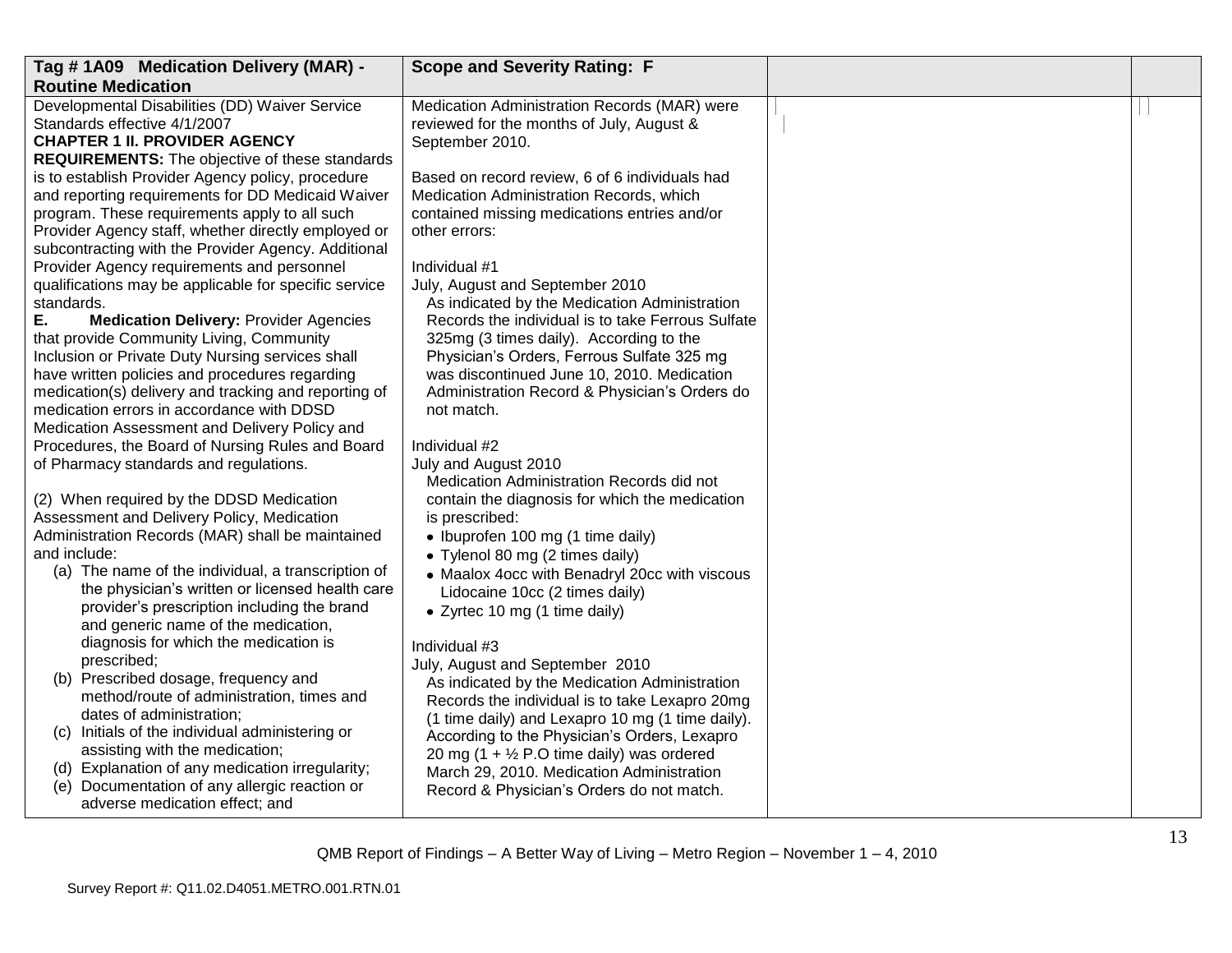| Tag # 1A09 Medication Delivery (MAR) - Routine Medication | Scope and Severity Rating: F | | |
|---|---|---|---|
| Developmental Disabilities (DD) Waiver Service Standards effective 4/1/2007<br>**CHAPTER 1 II. PROVIDER AGENCY REQUIREMENTS:** The objective of these standards is to establish Provider Agency policy, procedure and reporting requirements for DD Medicaid Waiver program. These requirements apply to all such Provider Agency staff, whether directly employed or subcontracting with the Provider Agency. Additional Provider Agency requirements and personnel qualifications may be applicable for specific service standards.<br>**E. Medication Delivery:** Provider Agencies that provide Community Living, Community Inclusion or Private Duty Nursing services shall have written policies and procedures regarding medication(s) delivery and tracking and reporting of medication errors in accordance with DDSD Medication Assessment and Delivery Policy and Procedures, the Board of Nursing Rules and Board of Pharmacy standards and regulations.<br><br>(2) When required by the DDSD Medication Assessment and Delivery Policy, Medication Administration Records (MAR) shall be maintained and include:<br>(a) The name of the individual, a transcription of the physician's written or licensed health care provider's prescription including the brand and generic name of the medication, diagnosis for which the medication is prescribed;<br>(b) Prescribed dosage, frequency and method/route of administration, times and dates of administration;<br>(c) Initials of the individual administering or assisting with the medication;<br>(d) Explanation of any medication irregularity;<br>(e) Documentation of any allergic reaction or adverse medication effect; and | Medication Administration Records (MAR) were reviewed for the months of July, August & September 2010.<br><br>Based on record review, 6 of 6 individuals had Medication Administration Records, which contained missing medications entries and/or other errors:<br><br>Individual #1<br>July, August and September 2010<br>As indicated by the Medication Administration Records the individual is to take Ferrous Sulfate 325mg (3 times daily). According to the Physician's Orders, Ferrous Sulfate 325 mg was discontinued June 10, 2010. Medication Administration Record & Physician's Orders do not match.<br><br>Individual #2<br>July and August 2010<br>Medication Administration Records did not contain the diagnosis for which the medication is prescribed:<br>• Ibuprofen 100 mg (1 time daily)<br>• Tylenol 80 mg (2 times daily)<br>• Maalox 4occ with Benadryl 20cc with viscous Lidocaine 10cc (2 times daily)<br>• Zyrtec 10 mg (1 time daily)<br><br>Individual #3<br>July, August and September 2010<br>As indicated by the Medication Administration Records the individual is to take Lexapro 20mg (1 time daily) and Lexapro 10 mg (1 time daily). According to the Physician's Orders, Lexapro 20 mg (1 + ½ P.O time daily) was ordered March 29, 2010. Medication Administration Record & Physician's Orders do not match. | | |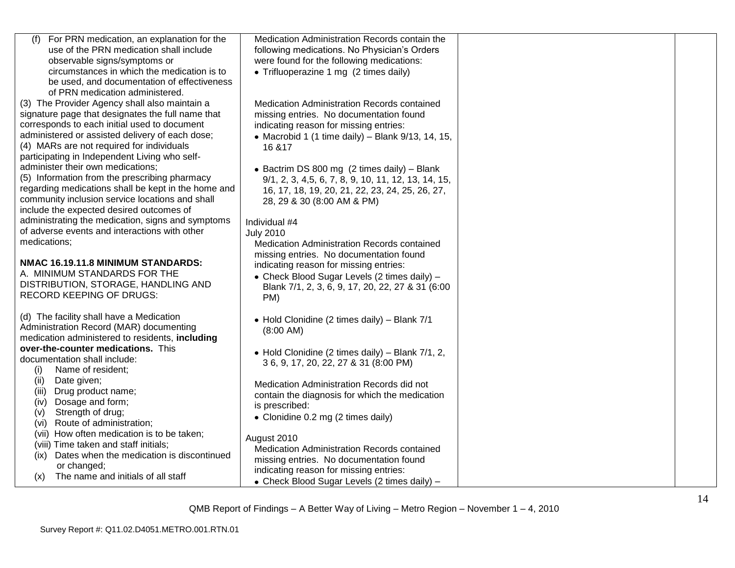| | | | |
|---|---|---|---|
| (f) For PRN medication, an explanation for the use of the PRN medication shall include observable signs/symptoms or circumstances in which the medication is to be used, and documentation of effectiveness of PRN medication administered.<br><br>(3) The Provider Agency shall also maintain a signature page that designates the full name that corresponds to each initial used to document administered or assisted delivery of each dose;<br>(4) MARs are not required for individuals participating in Independent Living who self-administer their own medications;<br>(5) Information from the prescribing pharmacy regarding medications shall be kept in the home and community inclusion service locations and shall include the expected desired outcomes of administrating the medication, signs and symptoms of adverse events and interactions with other medications;<br><br>**NMAC 16.19.11.8 MINIMUM STANDARDS:**<br>A. MINIMUM STANDARDS FOR THE DISTRIBUTION, STORAGE, HANDLING AND RECORD KEEPING OF DRUGS:<br><br>(d) The facility shall have a Medication Administration Record (MAR) documenting medication administered to residents, **including over-the-counter medications.** This documentation shall include:<br>(i) Name of resident;<br>(ii) Date given;<br>(iii) Drug product name;<br>(iv) Dosage and form;<br>(v) Strength of drug;<br>(vi) Route of administration;<br>(vii) How often medication is to be taken;<br>(viii) Time taken and staff initials;<br>(ix) Dates when the medication is discontinued or changed;<br>(x) The name and initials of all staff | Medication Administration Records contain the following medications. No Physician's Orders were found for the following medications:<br>• Trifluoperazine 1 mg (2 times daily)<br><br>Medication Administration Records contained missing entries. No documentation found indicating reason for missing entries:<br>• Macrobid 1 (1 time daily) – Blank 9/13, 14, 15, 16 &17<br><br>• Bactrim DS 800 mg (2 times daily) – Blank 9/1, 2, 3, 4,5, 6, 7, 8, 9, 10, 11, 12, 13, 14, 15, 16, 17, 18, 19, 20, 21, 22, 23, 24, 25, 26, 27, 28, 29 & 30 (8:00 AM & PM)<br><br>Individual #4<br>July 2010<br>Medication Administration Records contained missing entries. No documentation found indicating reason for missing entries:<br>• Check Blood Sugar Levels (2 times daily) – Blank 7/1, 2, 3, 6, 9, 17, 20, 22, 27 & 31 (6:00 PM)<br><br>• Hold Clonidine (2 times daily) – Blank 7/1 (8:00 AM)<br><br>• Hold Clonidine (2 times daily) – Blank 7/1, 2, 3 6, 9, 17, 20, 22, 27 & 31 (8:00 PM)<br><br>Medication Administration Records did not contain the diagnosis for which the medication is prescribed:<br>• Clonidine 0.2 mg (2 times daily)<br><br>August 2010<br>Medication Administration Records contained missing entries. No documentation found indicating reason for missing entries:<br>• Check Blood Sugar Levels (2 times daily) – | | |

QMB Report of Findings – A Better Way of Living – Metro Region – November 1 – 4, 2010

Survey Report #: Q11.02.D4051.METRO.001.RTN.01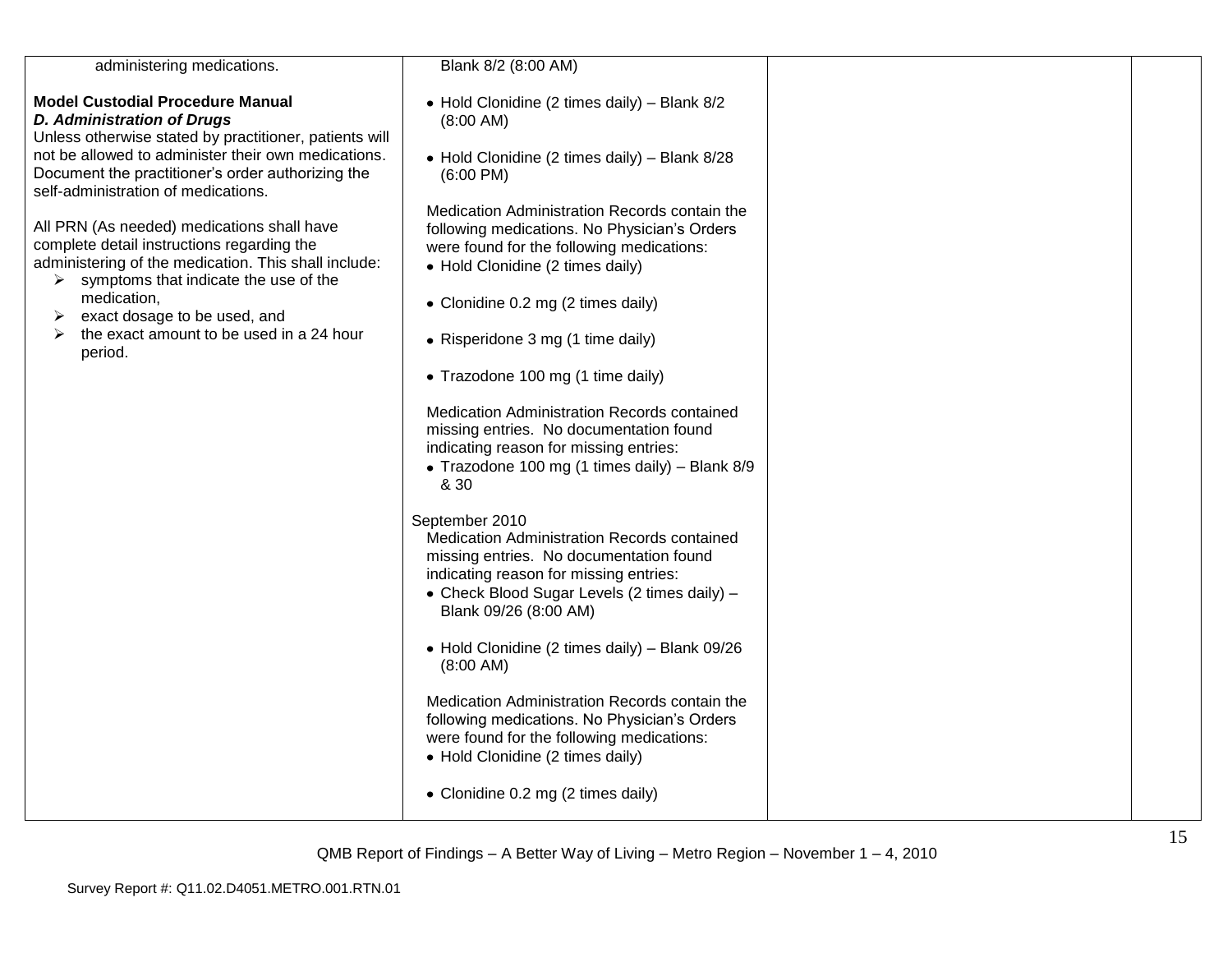| | | | |
|---|---|---|---|
| administering medications.<br><br>**Model Custodial Procedure Manual**<br>***D. Administration of Drugs***<br>Unless otherwise stated by practitioner, patients will not be allowed to administer their own medications. Document the practitioner's order authorizing the self-administration of medications.<br><br>All PRN (As needed) medications shall have complete detail instructions regarding the administering of the medication. This shall include:<br>➢ symptoms that indicate the use of the medication,<br>➢ exact dosage to be used, and<br>➢ the exact amount to be used in a 24 hour period. | Blank 8/2 (8:00 AM)<br><br>• Hold Clonidine (2 times daily) – Blank 8/2 (8:00 AM)<br><br>• Hold Clonidine (2 times daily) – Blank 8/28 (6:00 PM)<br><br>Medication Administration Records contain the following medications. No Physician's Orders were found for the following medications:<br>• Hold Clonidine (2 times daily)<br><br>• Clonidine 0.2 mg (2 times daily)<br><br>• Risperidone 3 mg (1 time daily)<br><br>• Trazodone 100 mg (1 time daily)<br><br>Medication Administration Records contained missing entries. No documentation found indicating reason for missing entries:<br>• Trazodone 100 mg (1 times daily) – Blank 8/9 & 30<br><br>September 2010<br>Medication Administration Records contained missing entries. No documentation found indicating reason for missing entries:<br>• Check Blood Sugar Levels (2 times daily) – Blank 09/26 (8:00 AM)<br><br>• Hold Clonidine (2 times daily) – Blank 09/26 (8:00 AM)<br><br>Medication Administration Records contain the following medications. No Physician's Orders were found for the following medications:<br>• Hold Clonidine (2 times daily)<br><br>• Clonidine 0.2 mg (2 times daily) | | |

QMB Report of Findings – A Better Way of Living – Metro Region – November 1 – 4, 2010

Survey Report #: Q11.02.D4051.METRO.001.RTN.01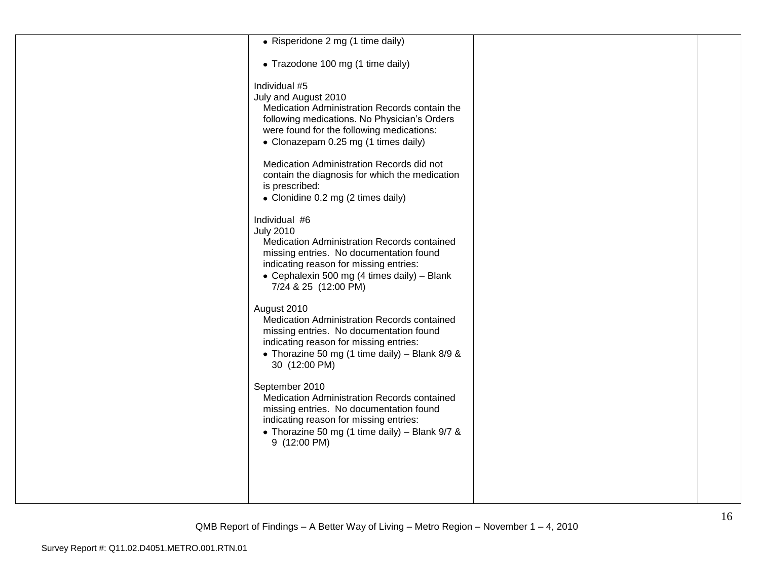| | | | |
|---|---|---|---|
| | • Risperidone 2 mg (1 time daily)<br><br>• Trazodone 100 mg (1 time daily)<br><br>Individual #5<br>July and August 2010<br>Medication Administration Records contain the following medications. No Physician's Orders were found for the following medications:<br>• Clonazepam 0.25 mg (1 times daily)<br><br>Medication Administration Records did not contain the diagnosis for which the medication is prescribed:<br>• Clonidine 0.2 mg (2 times daily)<br><br>Individual #6<br>July 2010<br>Medication Administration Records contained missing entries. No documentation found indicating reason for missing entries:<br>• Cephalexin 500 mg (4 times daily) – Blank 7/24 & 25 (12:00 PM)<br><br>August 2010<br>Medication Administration Records contained missing entries. No documentation found indicating reason for missing entries:<br>• Thorazine 50 mg (1 time daily) – Blank 8/9 & 30 (12:00 PM)<br><br>September 2010<br>Medication Administration Records contained missing entries. No documentation found indicating reason for missing entries:<br>• Thorazine 50 mg (1 time daily) – Blank 9/7 & 9 (12:00 PM) | | |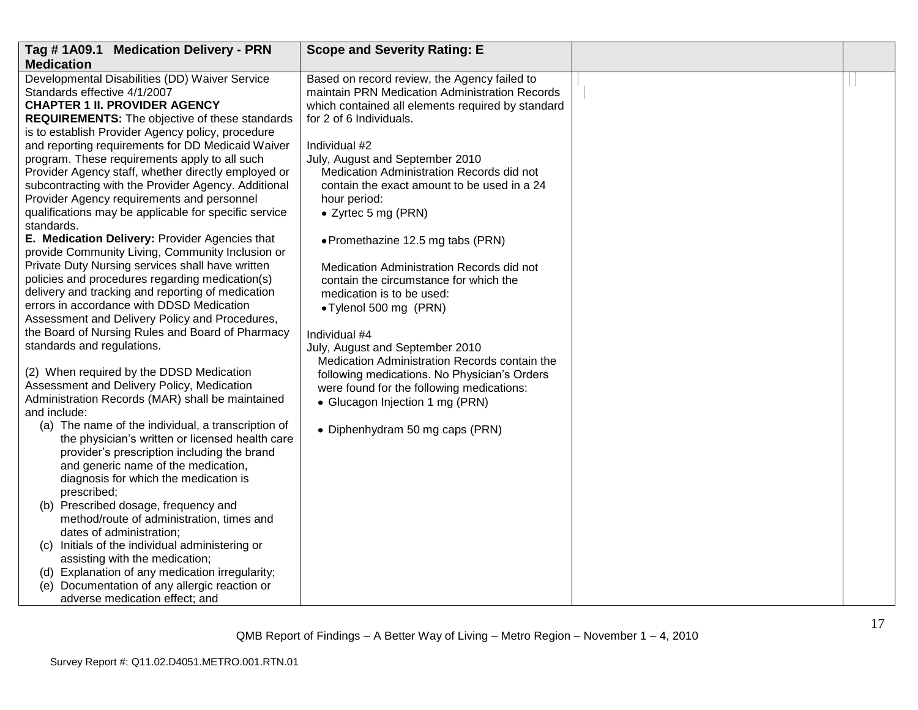| Tag # 1A09.1 Medication Delivery - PRN Medication | Scope and Severity Rating: E | | |
|---|---|---|---|
| Developmental Disabilities (DD) Waiver Service Standards effective 4/1/2007<br>**CHAPTER 1 II. PROVIDER AGENCY REQUIREMENTS:** The objective of these standards is to establish Provider Agency policy, procedure and reporting requirements for DD Medicaid Waiver program. These requirements apply to all such Provider Agency staff, whether directly employed or subcontracting with the Provider Agency. Additional Provider Agency requirements and personnel qualifications may be applicable for specific service standards.<br>**E. Medication Delivery:** Provider Agencies that provide Community Living, Community Inclusion or Private Duty Nursing services shall have written policies and procedures regarding medication(s) delivery and tracking and reporting of medication errors in accordance with DDSD Medication Assessment and Delivery Policy and Procedures, the Board of Nursing Rules and Board of Pharmacy standards and regulations.<br><br>(2) When required by the DDSD Medication Assessment and Delivery Policy, Medication Administration Records (MAR) shall be maintained and include:<br>(a) The name of the individual, a transcription of the physician's written or licensed health care provider's prescription including the brand and generic name of the medication, diagnosis for which the medication is prescribed;<br>(b) Prescribed dosage, frequency and method/route of administration, times and dates of administration;<br>(c) Initials of the individual administering or assisting with the medication;<br>(d) Explanation of any medication irregularity;<br>(e) Documentation of any allergic reaction or adverse medication effect; and | Based on record review, the Agency failed to maintain PRN Medication Administration Records which contained all elements required by standard for 2 of 6 Individuals.<br><br>Individual #2<br>July, August and September 2010<br>Medication Administration Records did not contain the exact amount to be used in a 24 hour period:<br>• Zyrtec 5 mg (PRN)<br><br>• Promethazine 12.5 mg tabs (PRN)<br><br>Medication Administration Records did not contain the circumstance for which the medication is to be used:<br>• Tylenol 500 mg (PRN)<br><br>Individual #4<br>July, August and September 2010<br>Medication Administration Records contain the following medications. No Physician's Orders were found for the following medications:<br>• Glucagon Injection 1 mg (PRN)<br><br>• Diphenhydram 50 mg caps (PRN) | | |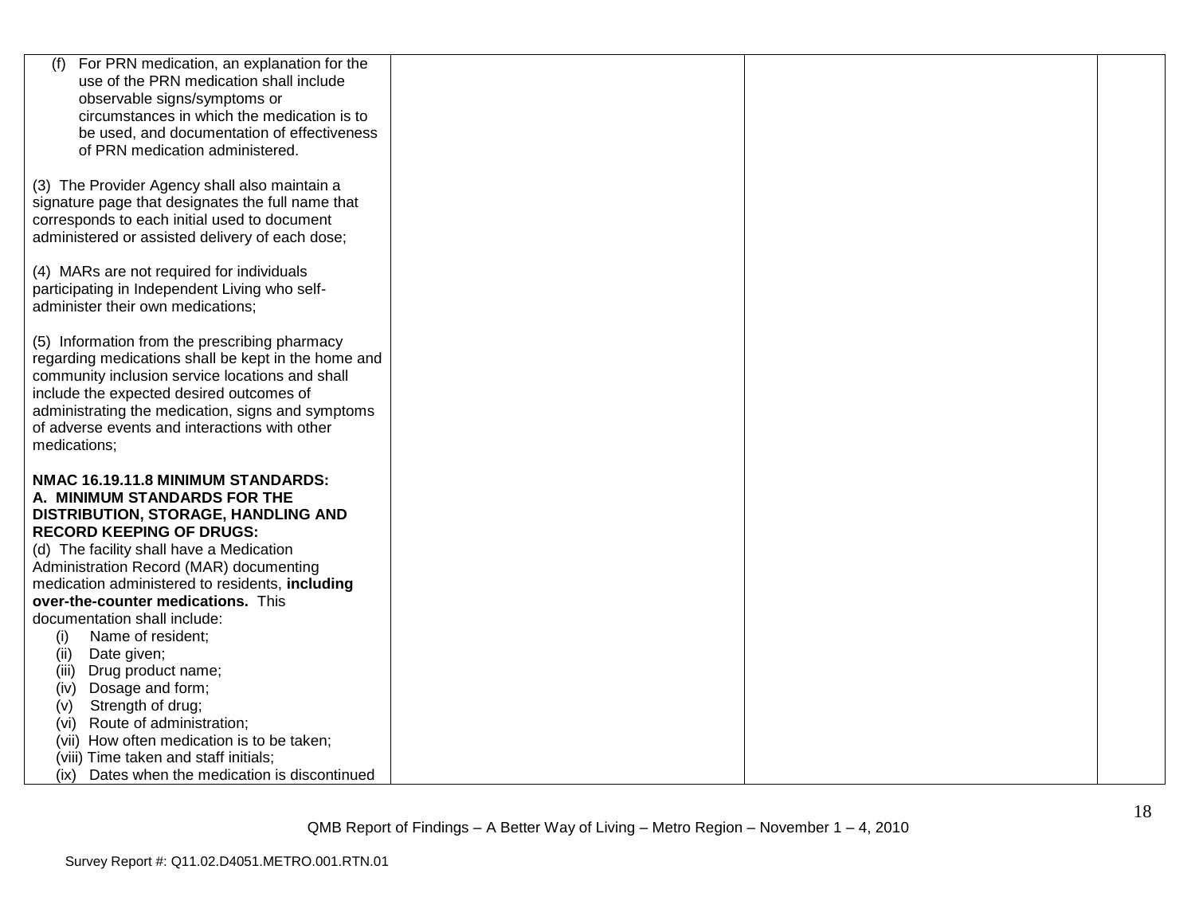| | | | |
|---|---|---|---|
| (f) For PRN medication, an explanation for the use of the PRN medication shall include observable signs/symptoms or circumstances in which the medication is to be used, and documentation of effectiveness of PRN medication administered.<br><br>(3) The Provider Agency shall also maintain a signature page that designates the full name that corresponds to each initial used to document administered or assisted delivery of each dose;<br><br>(4) MARs are not required for individuals participating in Independent Living who self-administer their own medications;<br><br>(5) Information from the prescribing pharmacy regarding medications shall be kept in the home and community inclusion service locations and shall include the expected desired outcomes of administrating the medication, signs and symptoms of adverse events and interactions with other medications;<br><br>**NMAC 16.19.11.8 MINIMUM STANDARDS: A. MINIMUM STANDARDS FOR THE DISTRIBUTION, STORAGE, HANDLING AND RECORD KEEPING OF DRUGS:**<br>(d) The facility shall have a Medication Administration Record (MAR) documenting medication administered to residents, **including over-the-counter medications.** This documentation shall include:<br>(i) Name of resident;<br>(ii) Date given;<br>(iii) Drug product name;<br>(iv) Dosage and form;<br>(v) Strength of drug;<br>(vi) Route of administration;<br>(vii) How often medication is to be taken;<br>(viii) Time taken and staff initials;<br>(ix) Dates when the medication is discontinued | | | |

QMB Report of Findings – A Better Way of Living – Metro Region – November 1 – 4, 2010

Survey Report #: Q11.02.D4051.METRO.001.RTN.01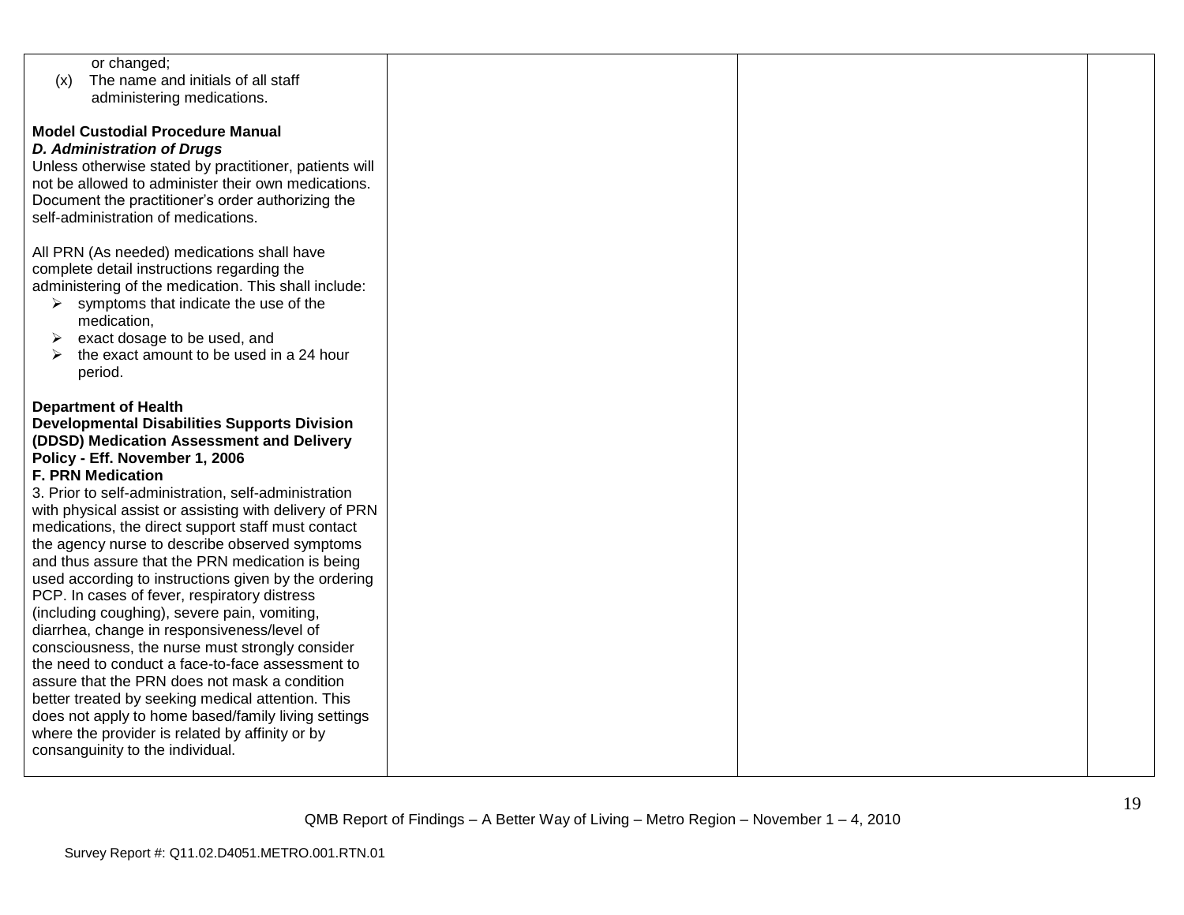| | | | |
|---|---|---|---|
| or changed;<br>(x) The name and initials of all staff administering medications.<br><br>**Model Custodial Procedure Manual**<br>***D. Administration of Drugs***<br>Unless otherwise stated by practitioner, patients will not be allowed to administer their own medications. Document the practitioner's order authorizing the self-administration of medications.<br><br>All PRN (As needed) medications shall have complete detail instructions regarding the administering of the medication. This shall include:<br>➢ symptoms that indicate the use of the medication,<br>➢ exact dosage to be used, and<br>➢ the exact amount to be used in a 24 hour period.<br><br>**Department of Health**<br>**Developmental Disabilities Supports Division (DDSD) Medication Assessment and Delivery Policy - Eff. November 1, 2006**<br>**F. PRN Medication**<br>3. Prior to self-administration, self-administration with physical assist or assisting with delivery of PRN medications, the direct support staff must contact the agency nurse to describe observed symptoms and thus assure that the PRN medication is being used according to instructions given by the ordering PCP. In cases of fever, respiratory distress (including coughing), severe pain, vomiting, diarrhea, change in responsiveness/level of consciousness, the nurse must strongly consider the need to conduct a face-to-face assessment to assure that the PRN does not mask a condition better treated by seeking medical attention. This does not apply to home based/family living settings where the provider is related by affinity or by consanguinity to the individual. | | | |

QMB Report of Findings – A Better Way of Living – Metro Region – November 1 – 4, 2010

Survey Report #: Q11.02.D4051.METRO.001.RTN.01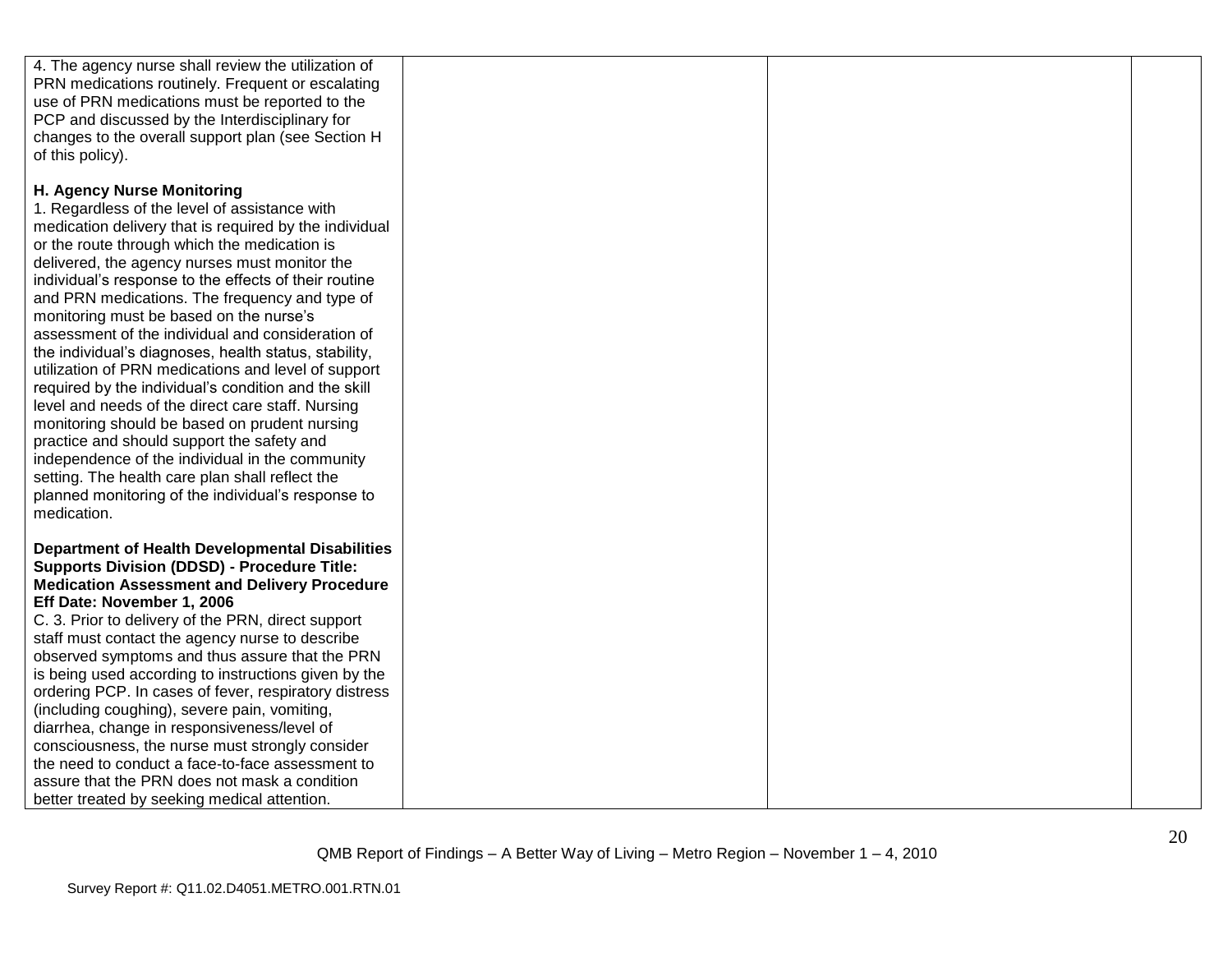| | | | |
|---|---|---|---|
| 4. The agency nurse shall review the utilization of PRN medications routinely. Frequent or escalating use of PRN medications must be reported to the PCP and discussed by the Interdisciplinary for changes to the overall support plan (see Section H of this policy).<br><br>**H. Agency Nurse Monitoring**<br>1. Regardless of the level of assistance with medication delivery that is required by the individual or the route through which the medication is delivered, the agency nurses must monitor the individual's response to the effects of their routine and PRN medications. The frequency and type of monitoring must be based on the nurse's assessment of the individual and consideration of the individual's diagnoses, health status, stability, utilization of PRN medications and level of support required by the individual's condition and the skill level and needs of the direct care staff. Nursing monitoring should be based on prudent nursing practice and should support the safety and independence of the individual in the community setting. The health care plan shall reflect the planned monitoring of the individual's response to medication.<br><br>**Department of Health Developmental Disabilities Supports Division (DDSD) - Procedure Title: Medication Assessment and Delivery Procedure Eff Date: November 1, 2006**<br>C. 3. Prior to delivery of the PRN, direct support staff must contact the agency nurse to describe observed symptoms and thus assure that the PRN is being used according to instructions given by the ordering PCP. In cases of fever, respiratory distress (including coughing), severe pain, vomiting, diarrhea, change in responsiveness/level of consciousness, the nurse must strongly consider the need to conduct a face-to-face assessment to assure that the PRN does not mask a condition better treated by seeking medical attention. | | | |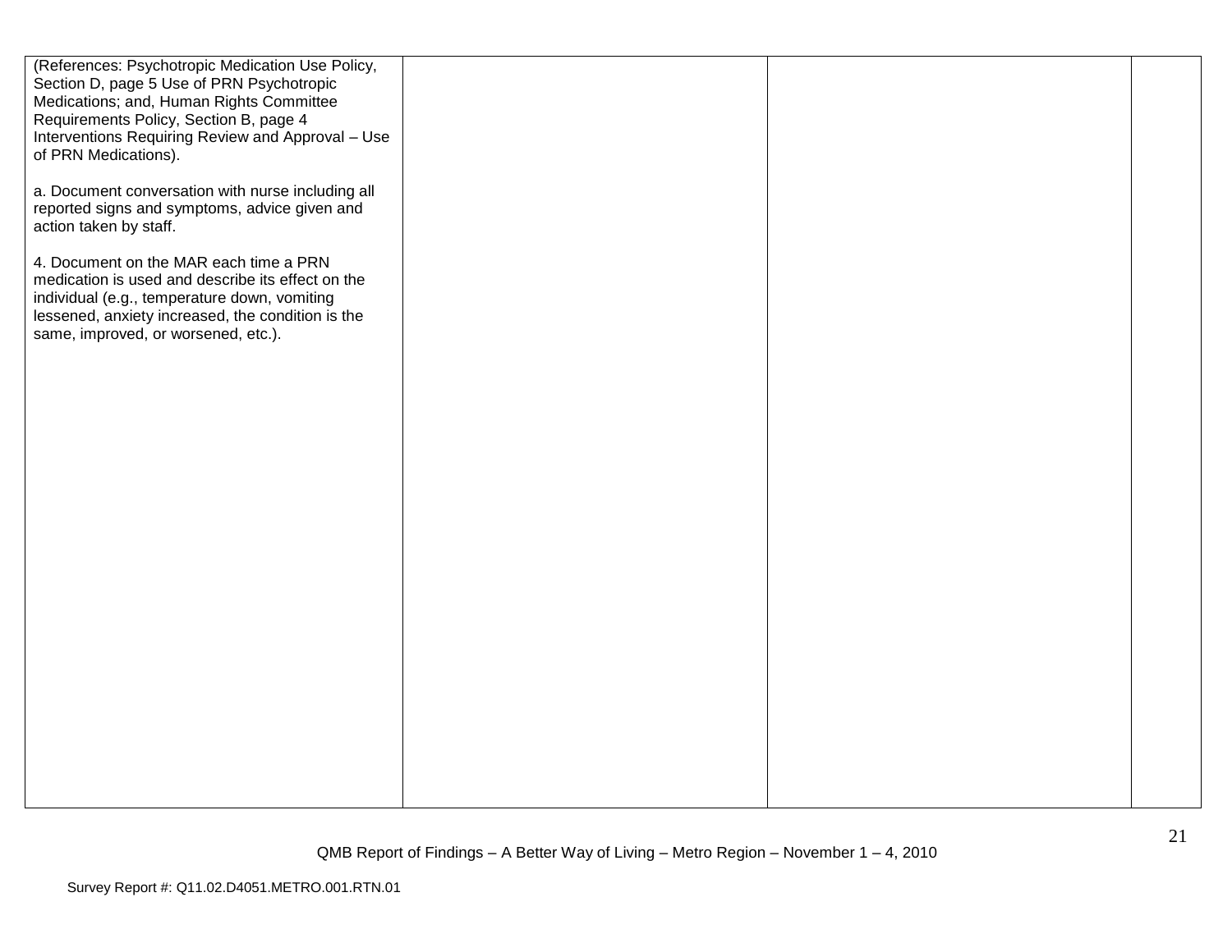| | | | |
|---|---|---|---|
| (References: Psychotropic Medication Use Policy, Section D, page 5 Use of PRN Psychotropic Medications; and, Human Rights Committee Requirements Policy, Section B, page 4 Interventions Requiring Review and Approval – Use of PRN Medications).<br><br>a. Document conversation with nurse including all reported signs and symptoms, advice given and action taken by staff.<br><br>4. Document on the MAR each time a PRN medication is used and describe its effect on the individual (e.g., temperature down, vomiting lessened, anxiety increased, the condition is the same, improved, or worsened, etc.). | | | |

QMB Report of Findings – A Better Way of Living – Metro Region – November 1 – 4, 2010

Survey Report #: Q11.02.D4051.METRO.001.RTN.01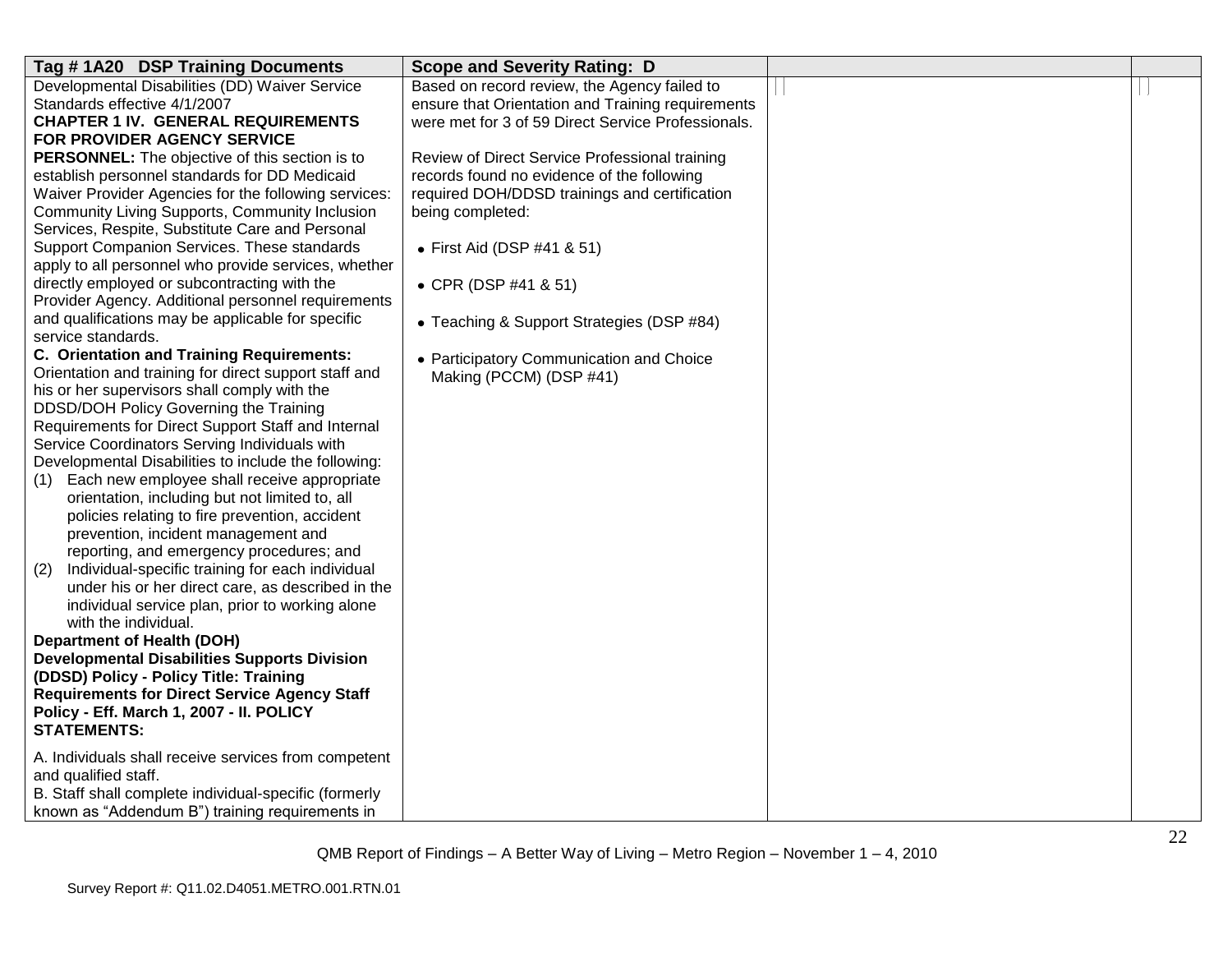| Tag # 1A20 DSP Training Documents | Scope and Severity Rating: D | | |
|---|---|---|---|
| Developmental Disabilities (DD) Waiver Service Standards effective 4/1/2007<br>**CHAPTER 1 IV. GENERAL REQUIREMENTS FOR PROVIDER AGENCY SERVICE PERSONNEL:** The objective of this section is to establish personnel standards for DD Medicaid Waiver Provider Agencies for the following services: Community Living Supports, Community Inclusion Services, Respite, Substitute Care and Personal Support Companion Services. These standards apply to all personnel who provide services, whether directly employed or subcontracting with the Provider Agency. Additional personnel requirements and qualifications may be applicable for specific service standards.<br>**C. Orientation and Training Requirements:** Orientation and training for direct support staff and his or her supervisors shall comply with the DDSD/DOH Policy Governing the Training Requirements for Direct Support Staff and Internal Service Coordinators Serving Individuals with Developmental Disabilities to include the following:<br>(1) Each new employee shall receive appropriate orientation, including but not limited to, all policies relating to fire prevention, accident prevention, incident management and reporting, and emergency procedures; and<br>(2) Individual-specific training for each individual under his or her direct care, as described in the individual service plan, prior to working alone with the individual.<br>**Department of Health (DOH) Developmental Disabilities Supports Division (DDSD) Policy - Policy Title: Training Requirements for Direct Service Agency Staff Policy - Eff. March 1, 2007 - II. POLICY STATEMENTS:**<br><br>A. Individuals shall receive services from competent and qualified staff.<br>B. Staff shall complete individual-specific (formerly known as "Addendum B") training requirements in | Based on record review, the Agency failed to ensure that Orientation and Training requirements were met for 3 of 59 Direct Service Professionals.<br><br>Review of Direct Service Professional training records found no evidence of the following required DOH/DDSD trainings and certification being completed:<br><br>• First Aid (DSP #41 & 51)<br><br>• CPR (DSP #41 & 51)<br><br>• Teaching & Support Strategies (DSP #84)<br><br>• Participatory Communication and Choice Making (PCCM) (DSP #41) | | |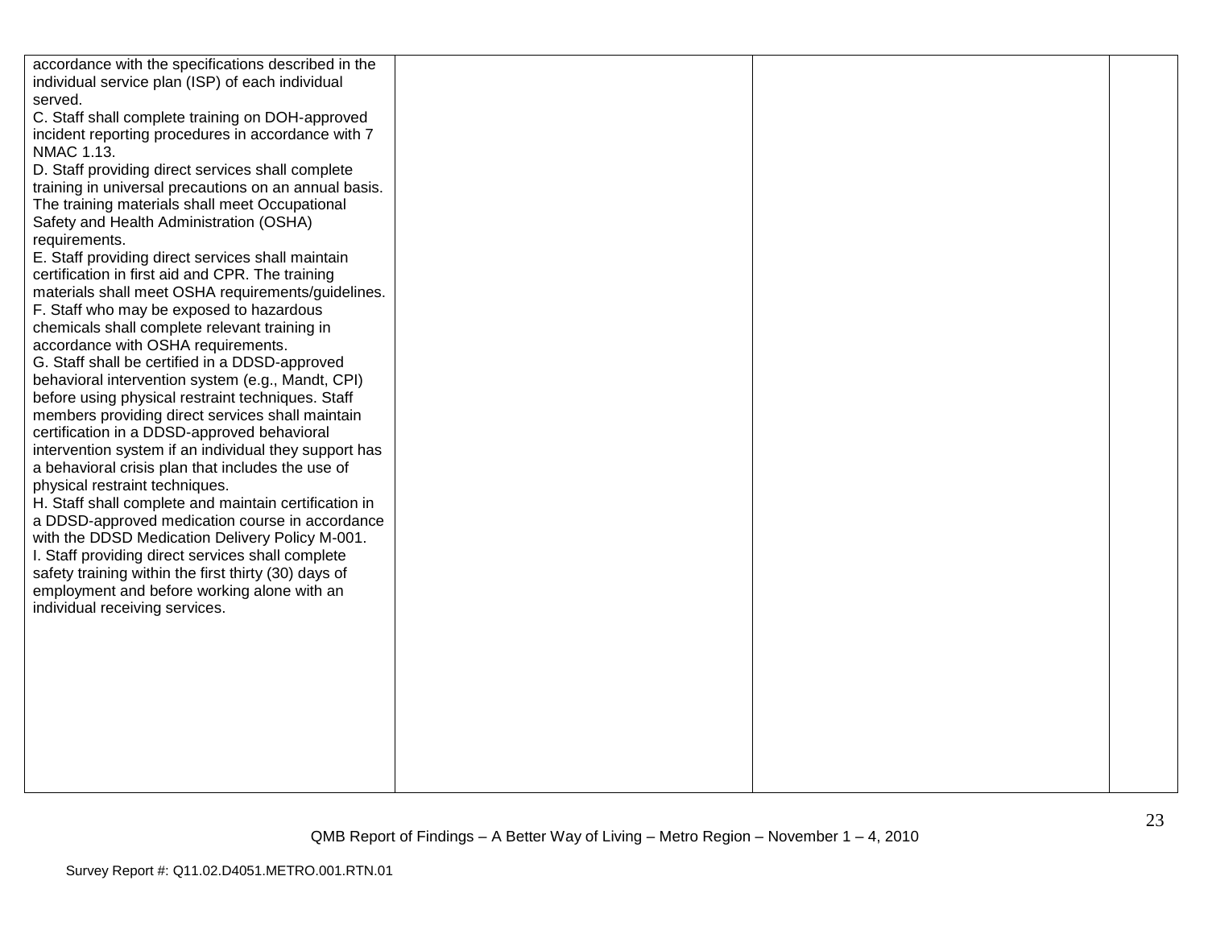| | | | |
|---|---|---|---|
| accordance with the specifications described in the individual service plan (ISP) of each individual served.<br>C. Staff shall complete training on DOH-approved incident reporting procedures in accordance with 7 NMAC 1.13.<br>D. Staff providing direct services shall complete training in universal precautions on an annual basis. The training materials shall meet Occupational Safety and Health Administration (OSHA) requirements.<br>E. Staff providing direct services shall maintain certification in first aid and CPR. The training materials shall meet OSHA requirements/guidelines.<br>F. Staff who may be exposed to hazardous chemicals shall complete relevant training in accordance with OSHA requirements.<br>G. Staff shall be certified in a DDSD-approved behavioral intervention system (e.g., Mandt, CPI) before using physical restraint techniques. Staff members providing direct services shall maintain certification in a DDSD-approved behavioral intervention system if an individual they support has a behavioral crisis plan that includes the use of physical restraint techniques.<br>H. Staff shall complete and maintain certification in a DDSD-approved medication course in accordance with the DDSD Medication Delivery Policy M-001.<br>I. Staff providing direct services shall complete safety training within the first thirty (30) days of employment and before working alone with an individual receiving services. | | | |

QMB Report of Findings – A Better Way of Living – Metro Region – November 1 – 4, 2010

Survey Report #: Q11.02.D4051.METRO.001.RTN.01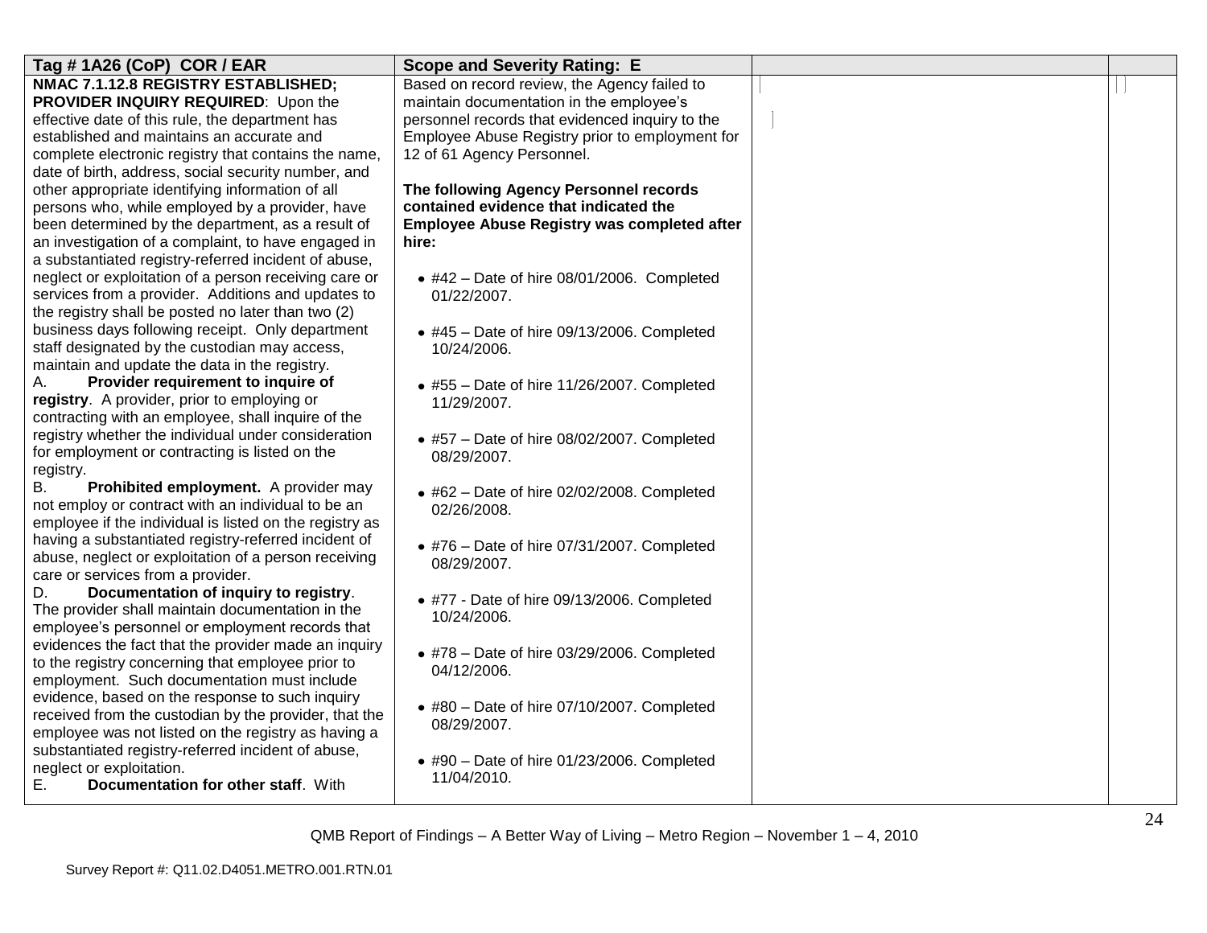| Tag # 1A26 (CoP) COR / EAR | Scope and Severity Rating: E | | |
|---|---|---|---|
| **NMAC 7.1.12.8 REGISTRY ESTABLISHED; PROVIDER INQUIRY REQUIRED**: Upon the effective date of this rule, the department has established and maintains an accurate and complete electronic registry that contains the name, date of birth, address, social security number, and other appropriate identifying information of all persons who, while employed by a provider, have been determined by the department, as a result of an investigation of a complaint, to have engaged in a substantiated registry-referred incident of abuse, neglect or exploitation of a person receiving care or services from a provider. Additions and updates to the registry shall be posted no later than two (2) business days following receipt. Only department staff designated by the custodian may access, maintain and update the data in the registry.<br>A. **Provider requirement to inquire of registry**. A provider, prior to employing or contracting with an employee, shall inquire of the registry whether the individual under consideration for employment or contracting is listed on the registry.<br>B. **Prohibited employment.** A provider may not employ or contract with an individual to be an employee if the individual is listed on the registry as having a substantiated registry-referred incident of abuse, neglect or exploitation of a person receiving care or services from a provider.<br>D. **Documentation of inquiry to registry**. The provider shall maintain documentation in the employee's personnel or employment records that evidences the fact that the provider made an inquiry to the registry concerning that employee prior to employment. Such documentation must include evidence, based on the response to such inquiry received from the custodian by the provider, that the employee was not listed on the registry as having a substantiated registry-referred incident of abuse, neglect or exploitation.<br>E. **Documentation for other staff**. With | Based on record review, the Agency failed to maintain documentation in the employee's personnel records that evidenced inquiry to the Employee Abuse Registry prior to employment for 12 of 61 Agency Personnel.<br><br>**The following Agency Personnel records contained evidence that indicated the Employee Abuse Registry was completed after hire:**<br><br>• #42 – Date of hire 08/01/2006. Completed 01/22/2007.<br><br>• #45 – Date of hire 09/13/2006. Completed 10/24/2006.<br><br>• #55 – Date of hire 11/26/2007. Completed 11/29/2007.<br><br>• #57 – Date of hire 08/02/2007. Completed 08/29/2007.<br><br>• #62 – Date of hire 02/02/2008. Completed 02/26/2008.<br><br>• #76 – Date of hire 07/31/2007. Completed 08/29/2007.<br><br>• #77 - Date of hire 09/13/2006. Completed 10/24/2006.<br><br>• #78 – Date of hire 03/29/2006. Completed 04/12/2006.<br><br>• #80 – Date of hire 07/10/2007. Completed 08/29/2007.<br><br>• #90 – Date of hire 01/23/2006. Completed 11/04/2010. | | |

QMB Report of Findings – A Better Way of Living – Metro Region – November 1 – 4, 2010

Survey Report #: Q11.02.D4051.METRO.001.RTN.01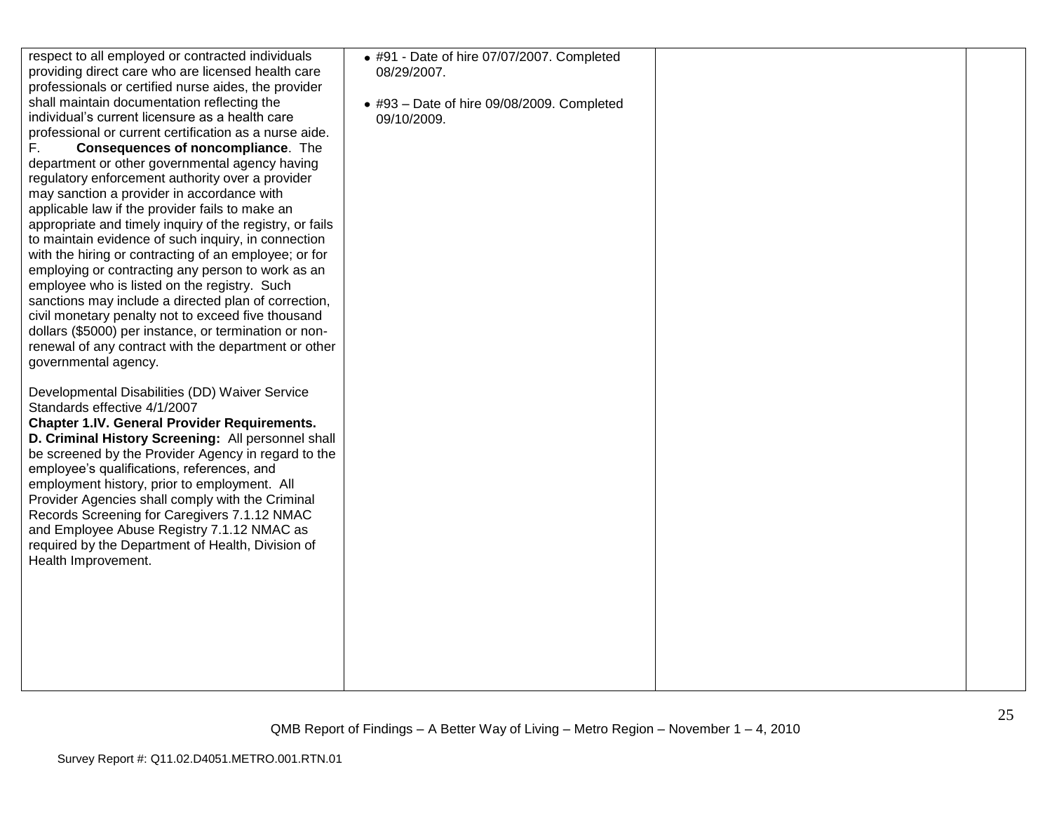| | | | |
|---|---|---|---|
| respect to all employed or contracted individuals providing direct care who are licensed health care professionals or certified nurse aides, the provider shall maintain documentation reflecting the individual's current licensure as a health care professional or current certification as a nurse aide.<br>F. **Consequences of noncompliance**. The department or other governmental agency having regulatory enforcement authority over a provider may sanction a provider in accordance with applicable law if the provider fails to make an appropriate and timely inquiry of the registry, or fails to maintain evidence of such inquiry, in connection with the hiring or contracting of an employee; or for employing or contracting any person to work as an employee who is listed on the registry. Such sanctions may include a directed plan of correction, civil monetary penalty not to exceed five thousand dollars ($5000) per instance, or termination or non-renewal of any contract with the department or other governmental agency.<br><br>Developmental Disabilities (DD) Waiver Service Standards effective 4/1/2007<br>**Chapter 1.IV. General Provider Requirements.**<br>**D. Criminal History Screening:** All personnel shall be screened by the Provider Agency in regard to the employee's qualifications, references, and employment history, prior to employment. All Provider Agencies shall comply with the Criminal Records Screening for Caregivers 7.1.12 NMAC and Employee Abuse Registry 7.1.12 NMAC as required by the Department of Health, Division of Health Improvement. | • #91 - Date of hire 07/07/2007. Completed 08/29/2007.<br><br>• #93 – Date of hire 09/08/2009. Completed 09/10/2009. | | |

QMB Report of Findings – A Better Way of Living – Metro Region – November 1 – 4, 2010

Survey Report #: Q11.02.D4051.METRO.001.RTN.01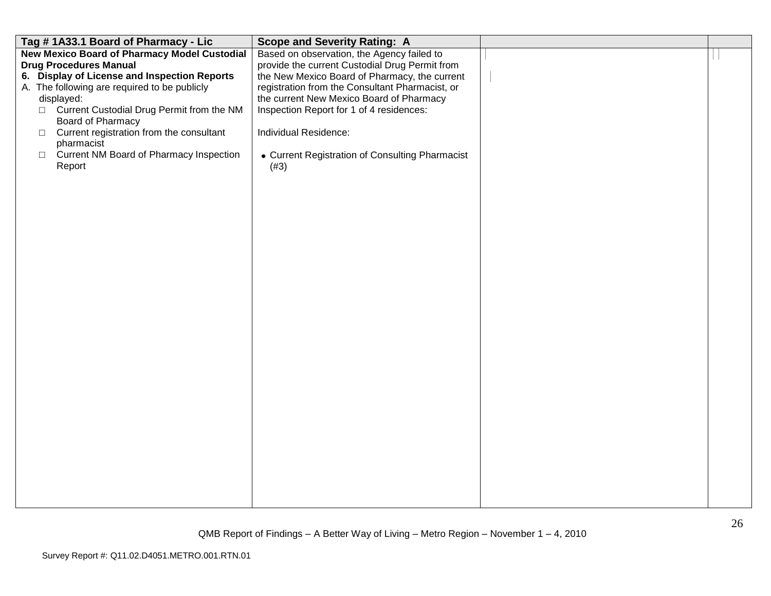| Tag # 1A33.1 Board of Pharmacy - Lic | Scope and Severity Rating: A | | |
|---|---|---|---|
| **New Mexico Board of Pharmacy Model Custodial Drug Procedures Manual**<br>**6. Display of License and Inspection Reports**<br>A. The following are required to be publicly displayed:<br>□ Current Custodial Drug Permit from the NM Board of Pharmacy<br>□ Current registration from the consultant pharmacist<br>□ Current NM Board of Pharmacy Inspection Report | Based on observation, the Agency failed to provide the current Custodial Drug Permit from the New Mexico Board of Pharmacy, the current registration from the Consultant Pharmacist, or the current New Mexico Board of Pharmacy Inspection Report for 1 of 4 residences:<br><br>Individual Residence:<br><br>• Current Registration of Consulting Pharmacist (#3) | | |

QMB Report of Findings – A Better Way of Living – Metro Region – November 1 – 4, 2010

Survey Report #: Q11.02.D4051.METRO.001.RTN.01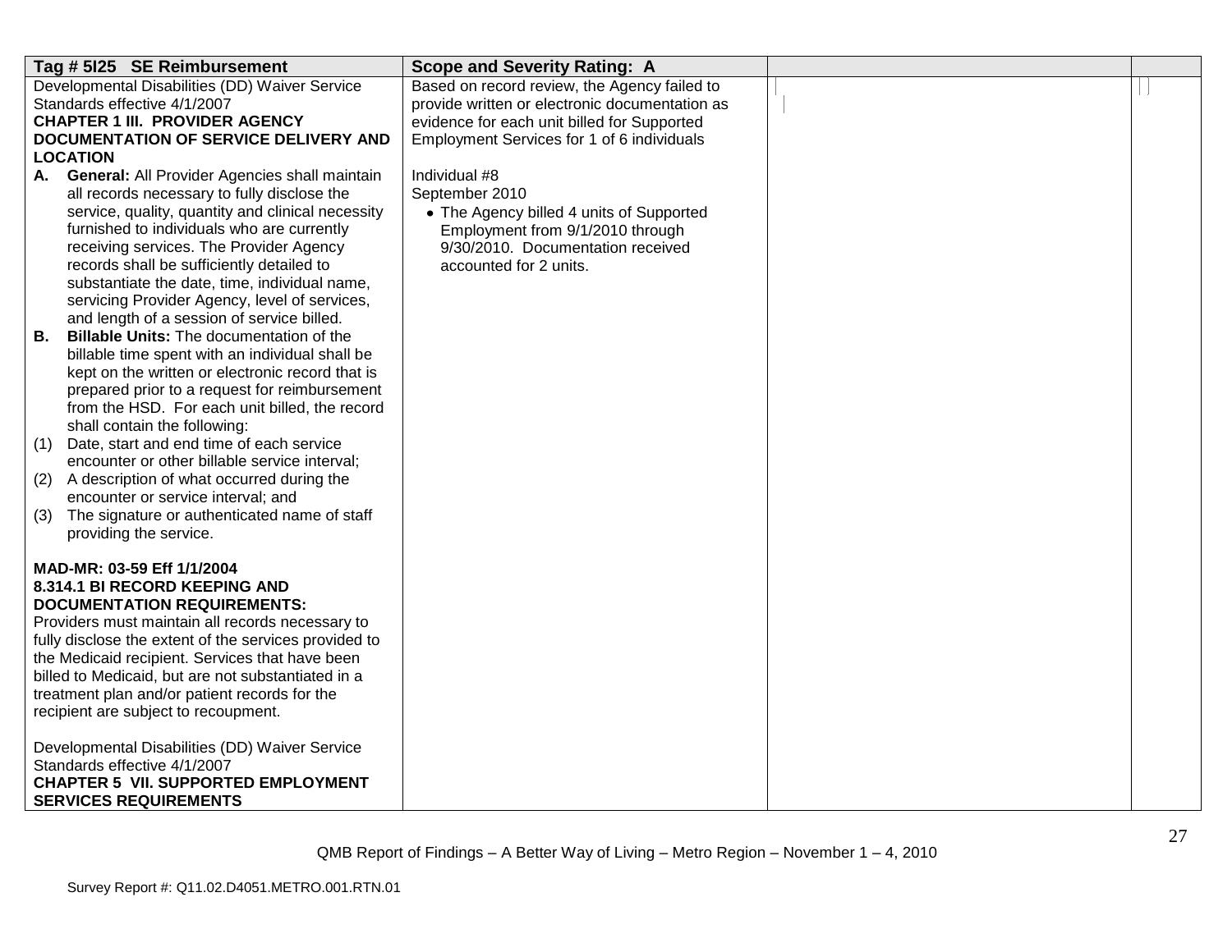| Tag # 5I25 SE Reimbursement | Scope and Severity Rating: A | | |
|---|---|---|---|
| Developmental Disabilities (DD) Waiver Service Standards effective 4/1/2007<br>**CHAPTER 1 III. PROVIDER AGENCY DOCUMENTATION OF SERVICE DELIVERY AND LOCATION**<br>**A. General:** All Provider Agencies shall maintain all records necessary to fully disclose the service, quality, quantity and clinical necessity furnished to individuals who are currently receiving services. The Provider Agency records shall be sufficiently detailed to substantiate the date, time, individual name, servicing Provider Agency, level of services, and length of a session of service billed.<br>**B. Billable Units:** The documentation of the billable time spent with an individual shall be kept on the written or electronic record that is prepared prior to a request for reimbursement from the HSD. For each unit billed, the record shall contain the following:<br>(1) Date, start and end time of each service encounter or other billable service interval;<br>(2) A description of what occurred during the encounter or service interval; and<br>(3) The signature or authenticated name of staff providing the service.<br><br>**MAD-MR: 03-59 Eff 1/1/2004**<br>**8.314.1 BI RECORD KEEPING AND DOCUMENTATION REQUIREMENTS:**<br>Providers must maintain all records necessary to fully disclose the extent of the services provided to the Medicaid recipient. Services that have been billed to Medicaid, but are not substantiated in a treatment plan and/or patient records for the recipient are subject to recoupment.<br><br>Developmental Disabilities (DD) Waiver Service Standards effective 4/1/2007<br>**CHAPTER 5 VII. SUPPORTED EMPLOYMENT SERVICES REQUIREMENTS** | Based on record review, the Agency failed to provide written or electronic documentation as evidence for each unit billed for Supported Employment Services for 1 of 6 individuals<br><br>Individual #8<br>September 2010<br>• The Agency billed 4 units of Supported Employment from 9/1/2010 through 9/30/2010. Documentation received accounted for 2 units. | | |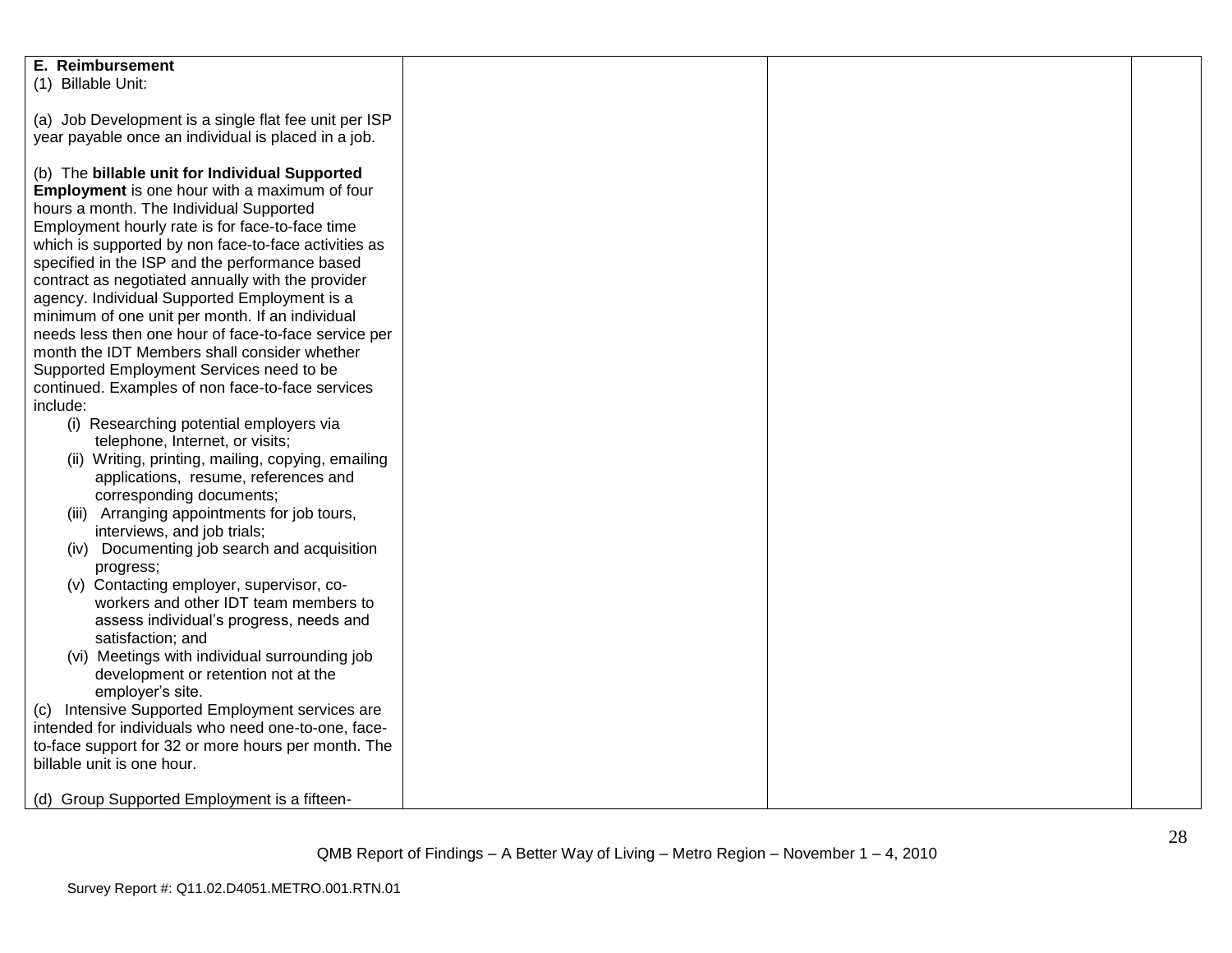| **E. Reimbursement**<br>(1) Billable Unit:<br><br>(a) Job Development is a single flat fee unit per ISP year payable once an individual is placed in a job.<br><br>(b) The **billable unit for Individual Supported Employment** is one hour with a maximum of four hours a month. The Individual Supported Employment hourly rate is for face-to-face time which is supported by non face-to-face activities as specified in the ISP and the performance based contract as negotiated annually with the provider agency. Individual Supported Employment is a minimum of one unit per month. If an individual needs less then one hour of face-to-face service per month the IDT Members shall consider whether Supported Employment Services need to be continued. Examples of non face-to-face services include:<br>(i) Researching potential employers via telephone, Internet, or visits;<br>(ii) Writing, printing, mailing, copying, emailing applications, resume, references and corresponding documents;<br>(iii) Arranging appointments for job tours, interviews, and job trials;<br>(iv) Documenting job search and acquisition progress;<br>(v) Contacting employer, supervisor, co-workers and other IDT team members to assess individual's progress, needs and satisfaction; and<br>(vi) Meetings with individual surrounding job development or retention not at the employer's site.<br>(c) Intensive Supported Employment services are intended for individuals who need one-to-one, face-to-face support for 32 or more hours per month. The billable unit is one hour.<br><br>(d) Group Supported Employment is a fifteen- | | | |
|---|---|---|---|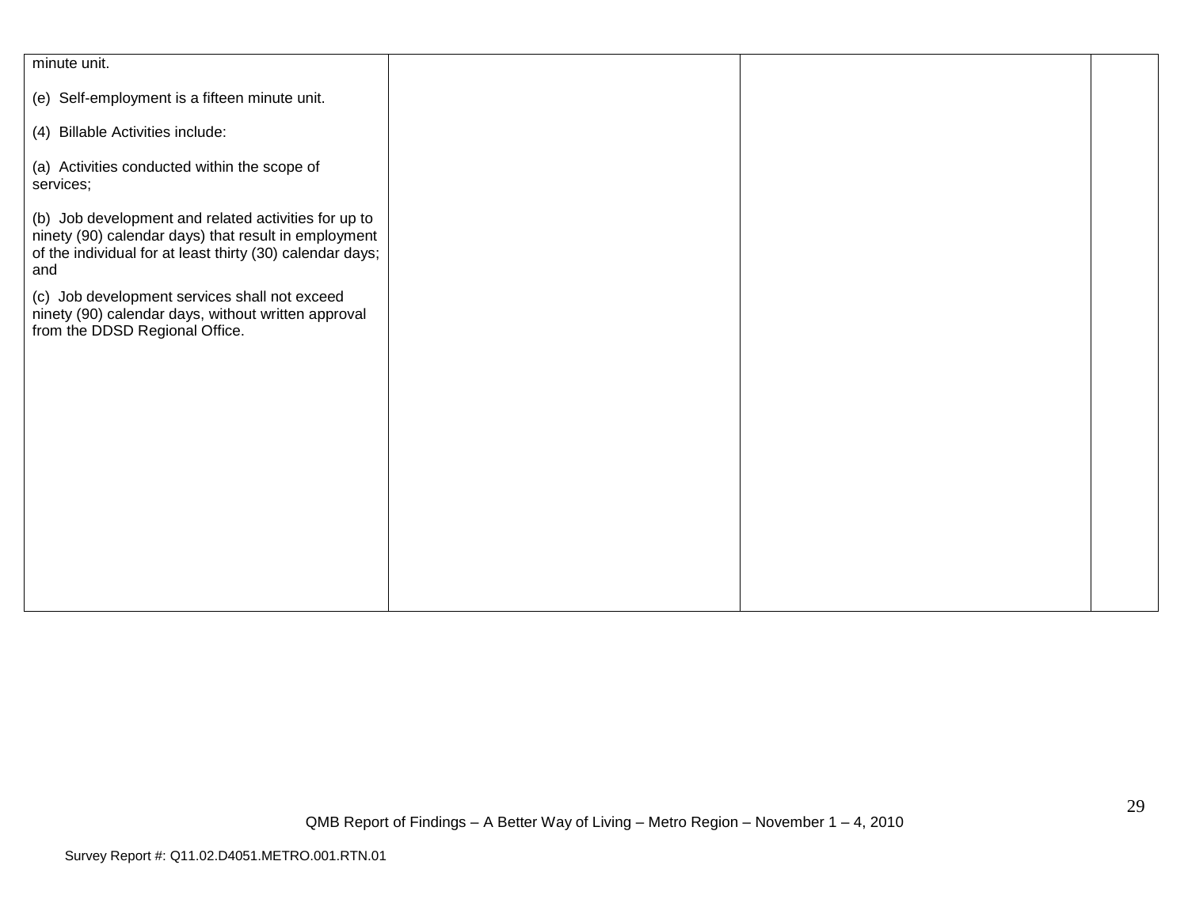| | | | |
|---|---|---|---|
| minute unit.<br><br>(e) Self-employment is a fifteen minute unit.<br><br>(4) Billable Activities include:<br><br>(a) Activities conducted within the scope of services;<br><br>(b) Job development and related activities for up to ninety (90) calendar days) that result in employment of the individual for at least thirty (30) calendar days; and<br><br>(c) Job development services shall not exceed ninety (90) calendar days, without written approval from the DDSD Regional Office. | | | |

QMB Report of Findings – A Better Way of Living – Metro Region – November 1 – 4, 2010

Survey Report #: Q11.02.D4051.METRO.001.RTN.01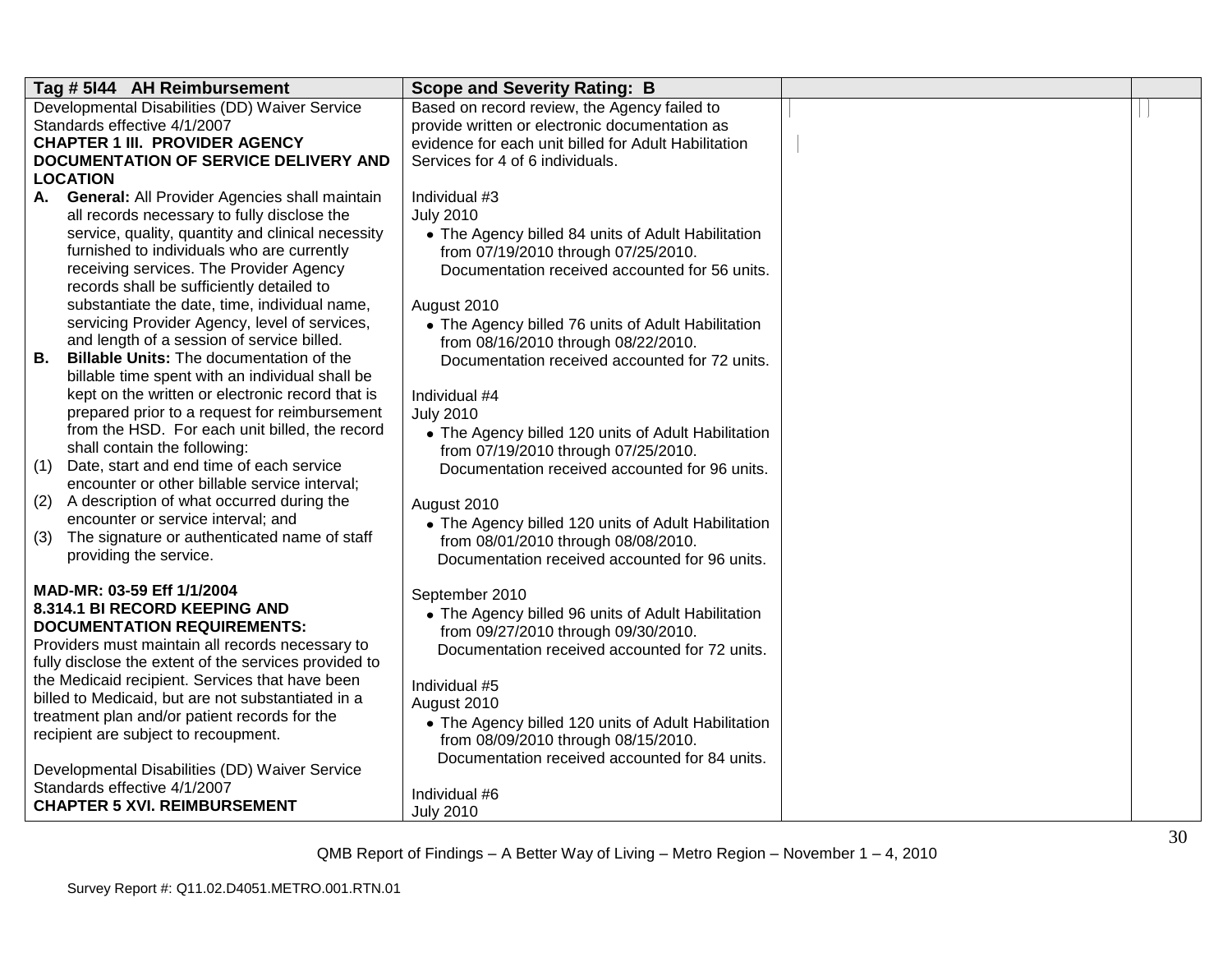| Tag # 5I44 AH Reimbursement | Scope and Severity Rating: B | | |
|---|---|---|---|
| Developmental Disabilities (DD) Waiver Service Standards effective 4/1/2007<br>**CHAPTER 1 III. PROVIDER AGENCY DOCUMENTATION OF SERVICE DELIVERY AND LOCATION**<br>**A. General:** All Provider Agencies shall maintain all records necessary to fully disclose the service, quality, quantity and clinical necessity furnished to individuals who are currently receiving services. The Provider Agency records shall be sufficiently detailed to substantiate the date, time, individual name, servicing Provider Agency, level of services, and length of a session of service billed.<br>**B. Billable Units:** The documentation of the billable time spent with an individual shall be kept on the written or electronic record that is prepared prior to a request for reimbursement from the HSD. For each unit billed, the record shall contain the following:<br>(1) Date, start and end time of each service encounter or other billable service interval;<br>(2) A description of what occurred during the encounter or service interval; and<br>(3) The signature or authenticated name of staff providing the service.<br><br>**MAD-MR: 03-59 Eff 1/1/2004**<br>**8.314.1 BI RECORD KEEPING AND DOCUMENTATION REQUIREMENTS:**<br>Providers must maintain all records necessary to fully disclose the extent of the services provided to the Medicaid recipient. Services that have been billed to Medicaid, but are not substantiated in a treatment plan and/or patient records for the recipient are subject to recoupment.<br><br>Developmental Disabilities (DD) Waiver Service Standards effective 4/1/2007<br>**CHAPTER 5 XVI. REIMBURSEMENT** | Based on record review, the Agency failed to provide written or electronic documentation as evidence for each unit billed for Adult Habilitation Services for 4 of 6 individuals.<br><br>Individual #3<br>July 2010<br>• The Agency billed 84 units of Adult Habilitation from 07/19/2010 through 07/25/2010. Documentation received accounted for 56 units.<br><br>August 2010<br>• The Agency billed 76 units of Adult Habilitation from 08/16/2010 through 08/22/2010. Documentation received accounted for 72 units.<br><br>Individual #4<br>July 2010<br>• The Agency billed 120 units of Adult Habilitation from 07/19/2010 through 07/25/2010. Documentation received accounted for 96 units.<br><br>August 2010<br>• The Agency billed 120 units of Adult Habilitation from 08/01/2010 through 08/08/2010. Documentation received accounted for 96 units.<br><br>September 2010<br>• The Agency billed 96 units of Adult Habilitation from 09/27/2010 through 09/30/2010. Documentation received accounted for 72 units.<br><br>Individual #5<br>August 2010<br>• The Agency billed 120 units of Adult Habilitation from 08/09/2010 through 08/15/2010. Documentation received accounted for 84 units.<br><br>Individual #6<br>July 2010 | | |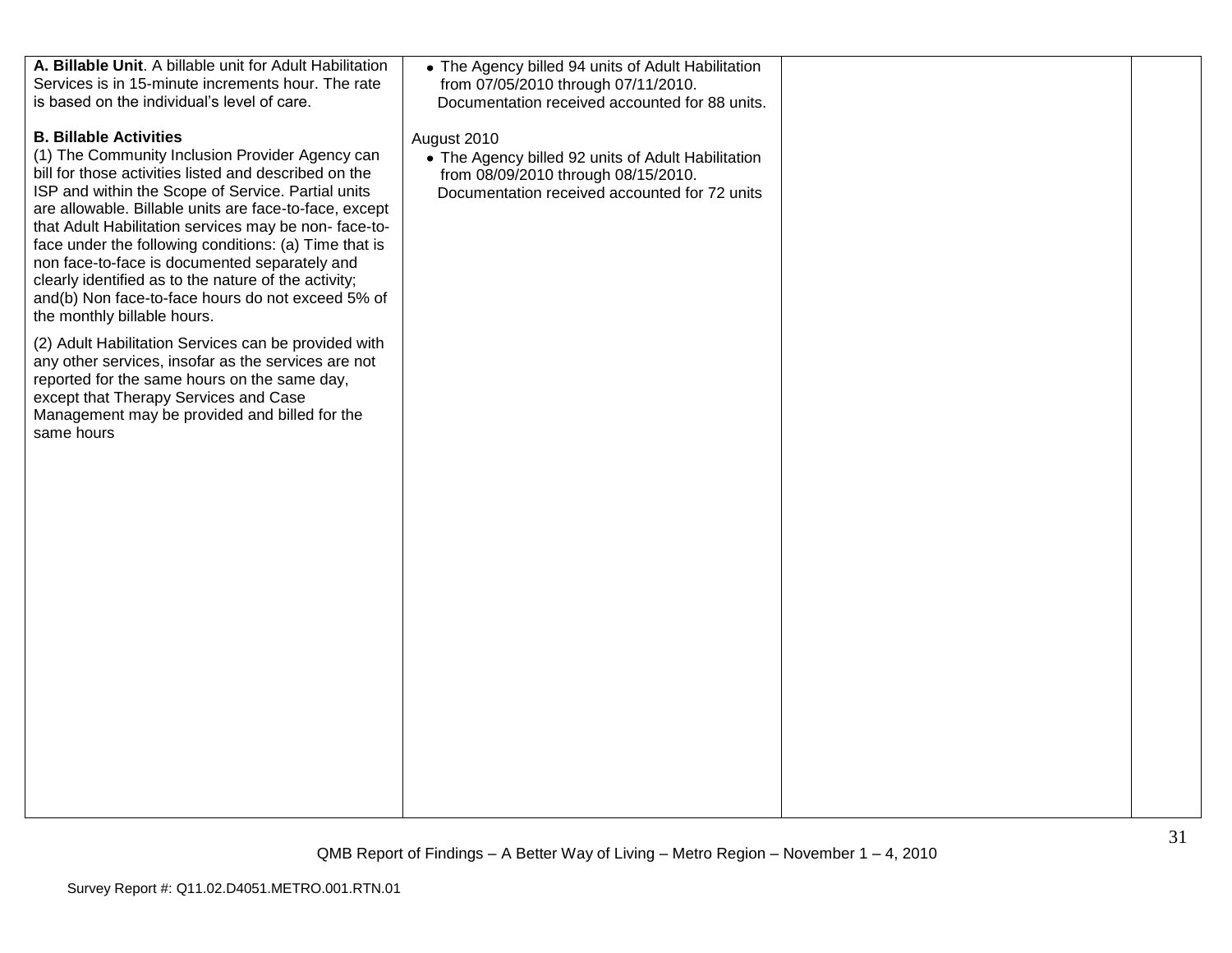| | | | |
|---|---|---|---|
| **A. Billable Unit**. A billable unit for Adult Habilitation Services is in 15-minute increments hour. The rate is based on the individual's level of care.<br><br>**B. Billable Activities**<br>(1) The Community Inclusion Provider Agency can bill for those activities listed and described on the ISP and within the Scope of Service. Partial units are allowable. Billable units are face-to-face, except that Adult Habilitation services may be non- face-to-face under the following conditions: (a) Time that is non face-to-face is documented separately and clearly identified as to the nature of the activity; and(b) Non face-to-face hours do not exceed 5% of the monthly billable hours.<br><br>(2) Adult Habilitation Services can be provided with any other services, insofar as the services are not reported for the same hours on the same day, except that Therapy Services and Case Management may be provided and billed for the same hours | • The Agency billed 94 units of Adult Habilitation from 07/05/2010 through 07/11/2010. Documentation received accounted for 88 units.<br><br>August 2010<br>• The Agency billed 92 units of Adult Habilitation from 08/09/2010 through 08/15/2010. Documentation received accounted for 72 units | | |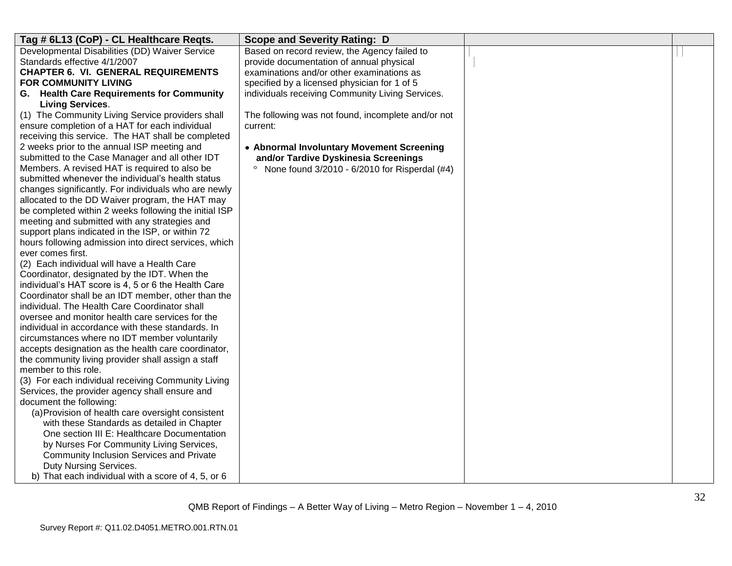| Tag # 6L13 (CoP) - CL Healthcare Reqts. | Scope and Severity Rating: D | | |
|---|---|---|---|
| Developmental Disabilities (DD) Waiver Service Standards effective 4/1/2007<br>**CHAPTER 6. VI. GENERAL REQUIREMENTS FOR COMMUNITY LIVING**<br>**G. Health Care Requirements for Community Living Services**.<br>(1) The Community Living Service providers shall ensure completion of a HAT for each individual receiving this service. The HAT shall be completed 2 weeks prior to the annual ISP meeting and submitted to the Case Manager and all other IDT Members. A revised HAT is required to also be submitted whenever the individual's health status changes significantly. For individuals who are newly allocated to the DD Waiver program, the HAT may be completed within 2 weeks following the initial ISP meeting and submitted with any strategies and support plans indicated in the ISP, or within 72 hours following admission into direct services, which ever comes first.<br>(2) Each individual will have a Health Care Coordinator, designated by the IDT. When the individual's HAT score is 4, 5 or 6 the Health Care Coordinator shall be an IDT member, other than the individual. The Health Care Coordinator shall oversee and monitor health care services for the individual in accordance with these standards. In circumstances where no IDT member voluntarily accepts designation as the health care coordinator, the community living provider shall assign a staff member to this role.<br>(3) For each individual receiving Community Living Services, the provider agency shall ensure and document the following:<br>(a) Provision of health care oversight consistent with these Standards as detailed in Chapter One section III E: Healthcare Documentation by Nurses For Community Living Services, Community Inclusion Services and Private Duty Nursing Services.<br>b) That each individual with a score of 4, 5, or 6 | Based on record review, the Agency failed to provide documentation of annual physical examinations and/or other examinations as specified by a licensed physician for 1 of 5 individuals receiving Community Living Services.<br><br>The following was not found, incomplete and/or not current:<br><br>• **Abnormal Involuntary Movement Screening and/or Tardive Dyskinesia Screenings**<br>° None found 3/2010 - 6/2010 for Risperdal (#4) | | |

QMB Report of Findings – A Better Way of Living – Metro Region – November 1 – 4, 2010

Survey Report #: Q11.02.D4051.METRO.001.RTN.01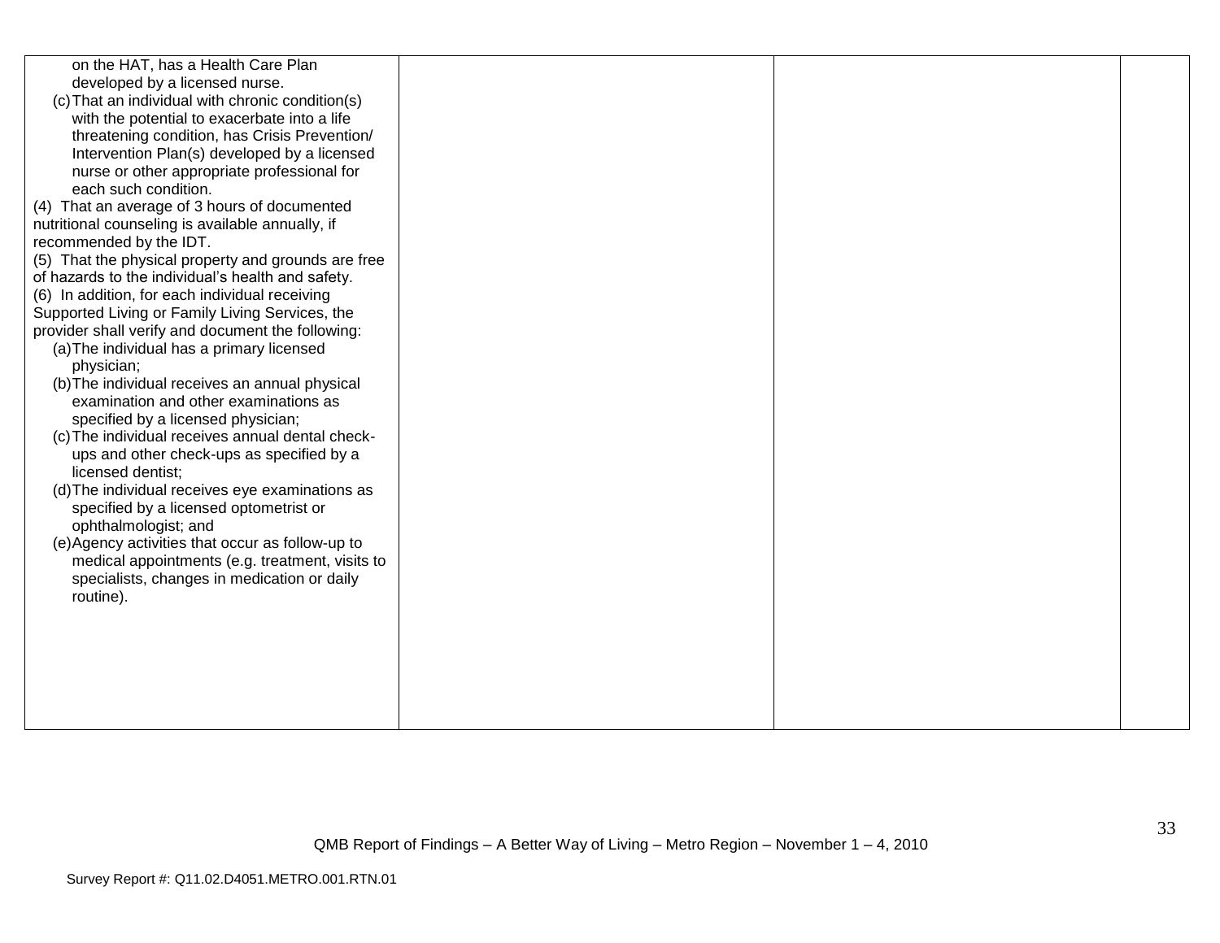| | | | |
|---|---|---|---|
| on the HAT, has a Health Care Plan developed by a licensed nurse.<br>(c) That an individual with chronic condition(s) with the potential to exacerbate into a life threatening condition, has Crisis Prevention/ Intervention Plan(s) developed by a licensed nurse or other appropriate professional for each such condition.<br>(4) That an average of 3 hours of documented nutritional counseling is available annually, if recommended by the IDT.<br>(5) That the physical property and grounds are free of hazards to the individual's health and safety.<br>(6) In addition, for each individual receiving Supported Living or Family Living Services, the provider shall verify and document the following:<br>(a) The individual has a primary licensed physician;<br>(b) The individual receives an annual physical examination and other examinations as specified by a licensed physician;<br>(c) The individual receives annual dental check-ups and other check-ups as specified by a licensed dentist;<br>(d) The individual receives eye examinations as specified by a licensed optometrist or ophthalmologist; and<br>(e) Agency activities that occur as follow-up to medical appointments (e.g. treatment, visits to specialists, changes in medication or daily routine). | | | |

QMB Report of Findings – A Better Way of Living – Metro Region – November 1 – 4, 2010

Survey Report #: Q11.02.D4051.METRO.001.RTN.01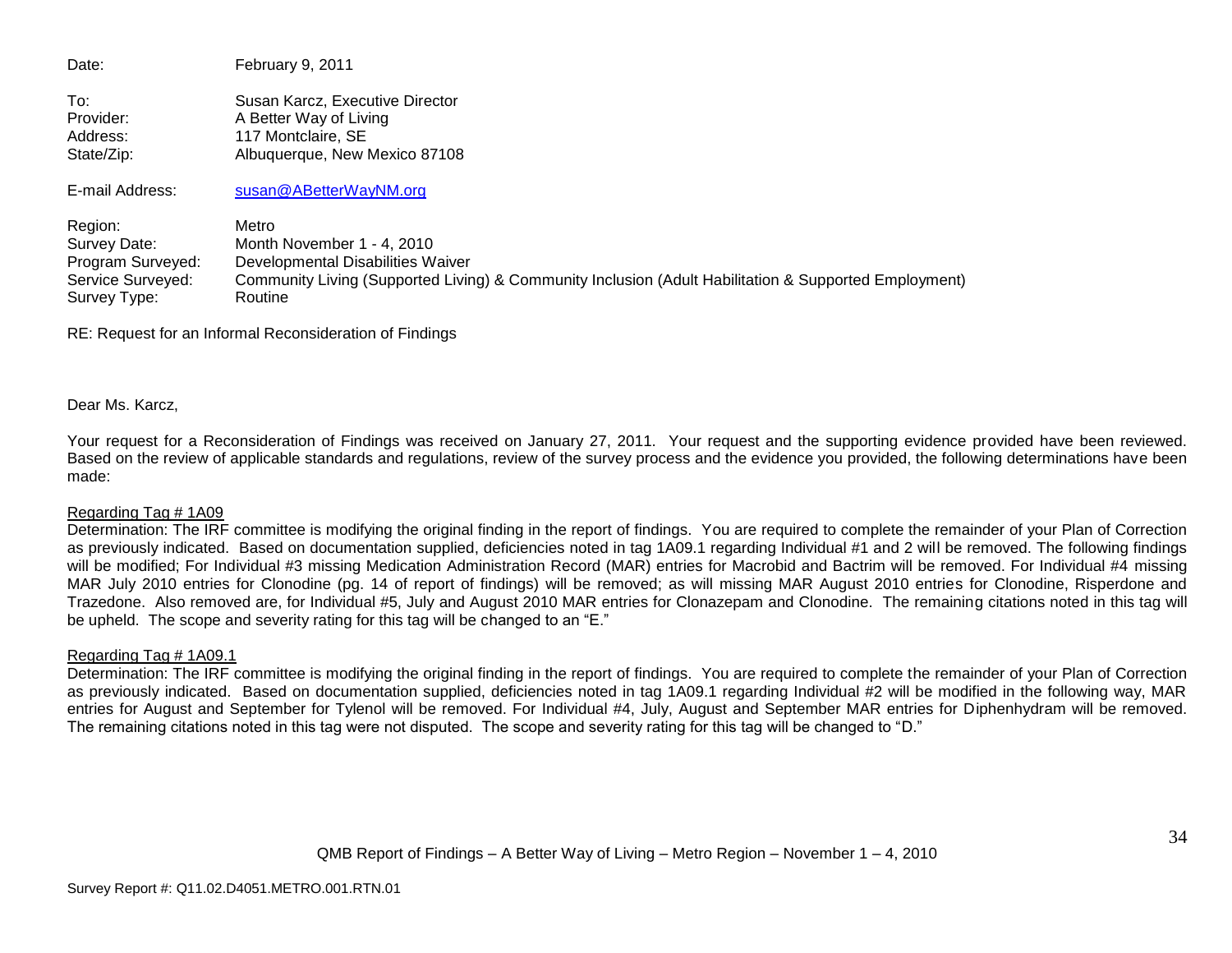Date: February 9, 2011

To: Susan Karcz, Executive Director
Provider: A Better Way of Living
Address: 117 Montclaire, SE
State/Zip: Albuquerque, New Mexico 87108

E-mail Address: susan@ABetterWayNM.org

Region: Metro
Survey Date: Month November 1 - 4, 2010
Program Surveyed: Developmental Disabilities Waiver
Service Surveyed: Community Living (Supported Living) & Community Inclusion (Adult Habilitation & Supported Employment)
Survey Type: Routine

RE: Request for an Informal Reconsideration of Findings

Dear Ms. Karcz,

Your request for a Reconsideration of Findings was received on January 27, 2011. Your request and the supporting evidence provided have been reviewed. Based on the review of applicable standards and regulations, review of the survey process and the evidence you provided, the following determinations have been made:

<u>Regarding Tag # 1A09</u>
Determination: The IRF committee is modifying the original finding in the report of findings. You are required to complete the remainder of your Plan of Correction as previously indicated. Based on documentation supplied, deficiencies noted in tag 1A09.1 regarding Individual #1 and 2 will be removed. The following findings will be modified; For Individual #3 missing Medication Administration Record (MAR) entries for Macrobid and Bactrim will be removed. For Individual #4 missing MAR July 2010 entries for Clonodine (pg. 14 of report of findings) will be removed; as will missing MAR August 2010 entries for Clonodine, Risperdone and Trazedone. Also removed are, for Individual #5, July and August 2010 MAR entries for Clonazepam and Clonodine. The remaining citations noted in this tag will be upheld. The scope and severity rating for this tag will be changed to an "E."

<u>Regarding Tag # 1A09.1</u>
Determination: The IRF committee is modifying the original finding in the report of findings. You are required to complete the remainder of your Plan of Correction as previously indicated. Based on documentation supplied, deficiencies noted in tag 1A09.1 regarding Individual #2 will be modified in the following way, MAR entries for August and September for Tylenol will be removed. For Individual #4, July, August and September MAR entries for Diphenhydram will be removed. The remaining citations noted in this tag were not disputed. The scope and severity rating for this tag will be changed to "D."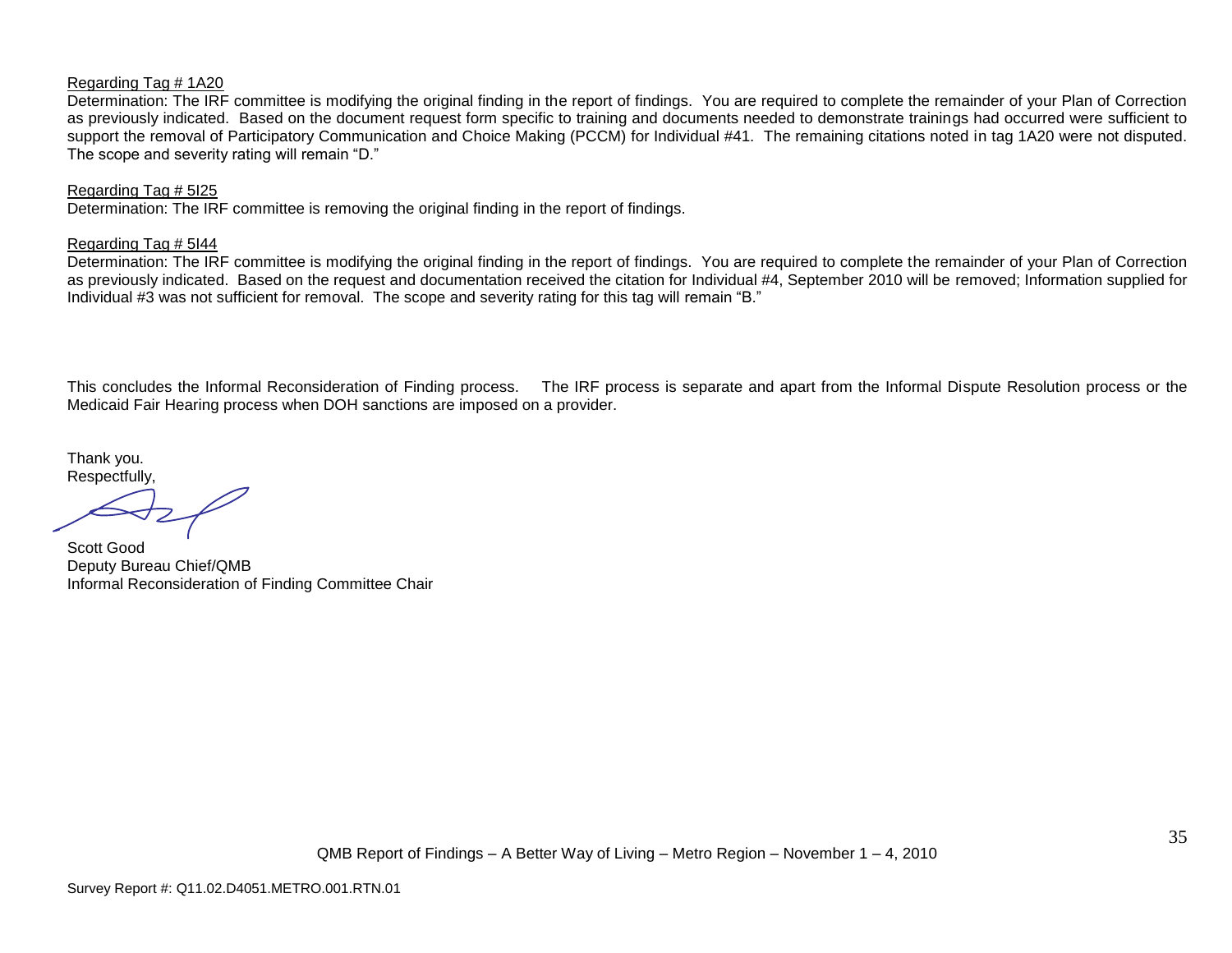Regarding Tag # 1A20

Determination: The IRF committee is modifying the original finding in the report of findings. You are required to complete the remainder of your Plan of Correction as previously indicated. Based on the document request form specific to training and documents needed to demonstrate trainings had occurred were sufficient to support the removal of Participatory Communication and Choice Making (PCCM) for Individual #41. The remaining citations noted in tag 1A20 were not disputed. The scope and severity rating will remain "D."

Regarding Tag # 5I25

Determination: The IRF committee is removing the original finding in the report of findings.

Regarding Tag # 5I44

Determination: The IRF committee is modifying the original finding in the report of findings. You are required to complete the remainder of your Plan of Correction as previously indicated. Based on the request and documentation received the citation for Individual #4, September 2010 will be removed; Information supplied for Individual #3 was not sufficient for removal. The scope and severity rating for this tag will remain "B."

This concludes the Informal Reconsideration of Finding process. The IRF process is separate and apart from the Informal Dispute Resolution process or the Medicaid Fair Hearing process when DOH sanctions are imposed on a provider.

Thank you.
Respectfully,

Scott Good
Deputy Bureau Chief/QMB
Informal Reconsideration of Finding Committee Chair